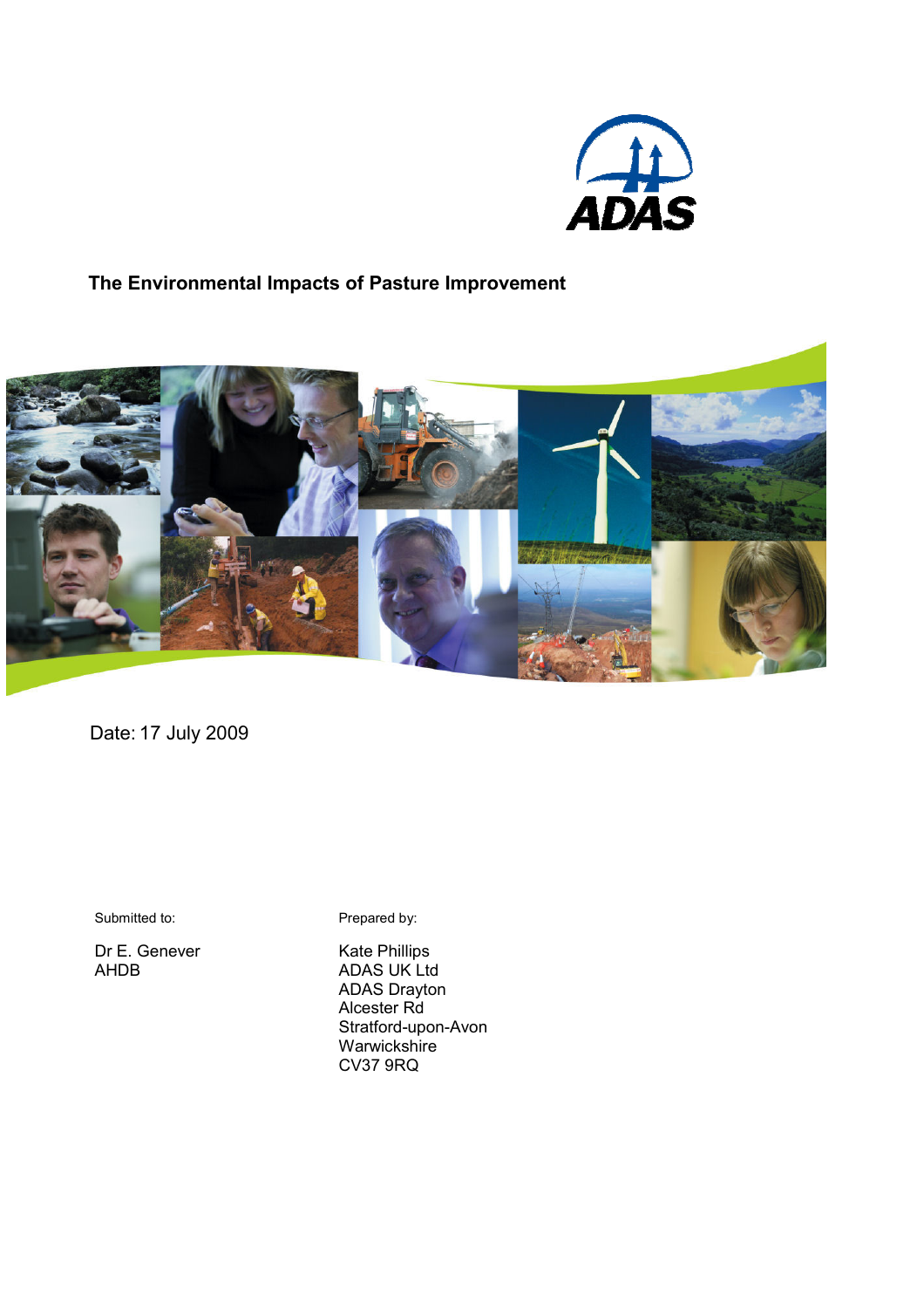ADAS

# The Environmental Impacts of Pasture Improvement

Date: 17 July 2009

Submitted to:

Dr E. Genever
AHDB

Prepared by:

Kate Phillips
ADAS UK Ltd
ADAS Drayton
Alcester Rd
Stratford-upon-Avon
Warwickshire
CV37 9RQ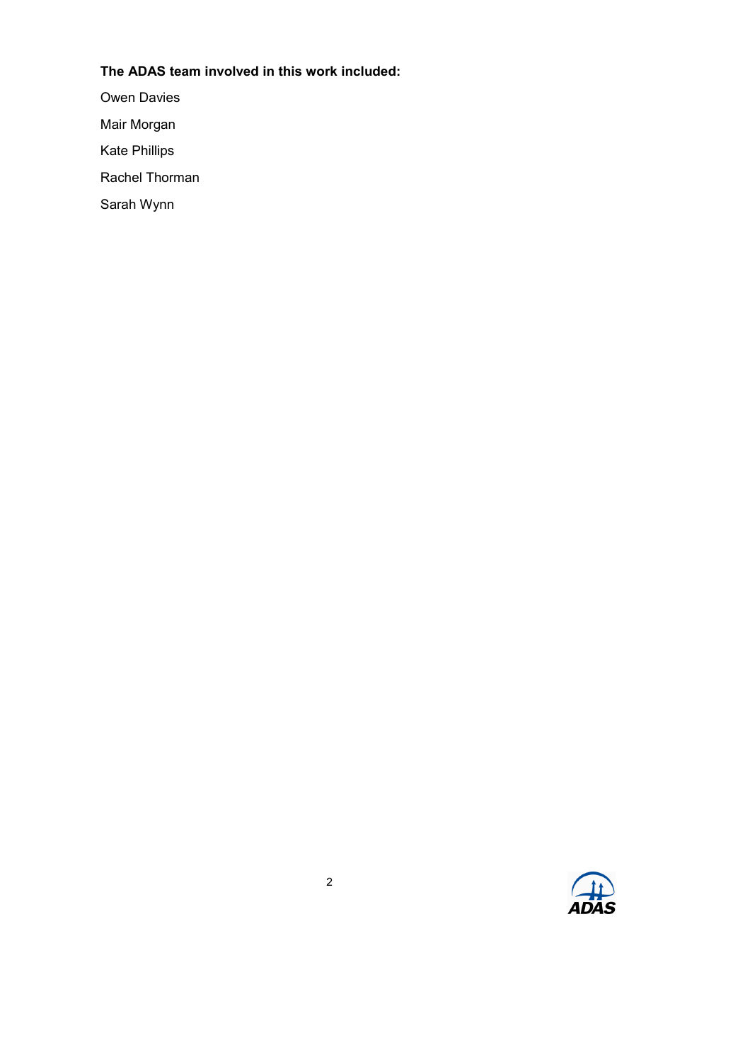**The ADAS team involved in this work included:**

Owen Davies

Mair Morgan

Kate Phillips

Rachel Thorman

Sarah Wynn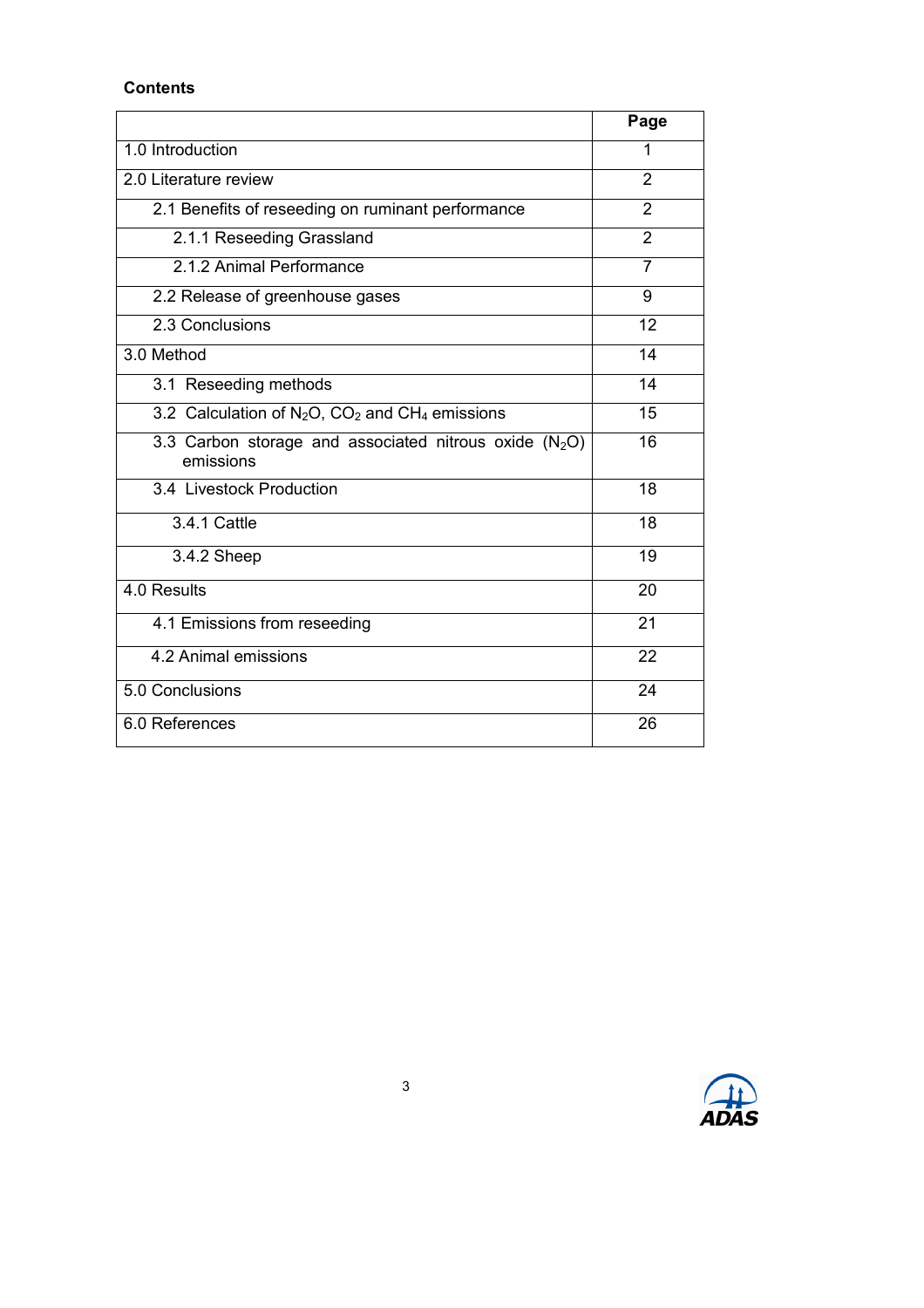**Contents**

| | Page |
|---|---|
| 1.0 Introduction | 1 |
| 2.0 Literature review | 2 |
| 2.1 Benefits of reseeding on ruminant performance | 2 |
| 2.1.1 Reseeding Grassland | 2 |
| 2.1.2 Animal Performance | 7 |
| 2.2 Release of greenhouse gases | 9 |
| 2.3 Conclusions | 12 |
| 3.0 Method | 14 |
| 3.1 Reseeding methods | 14 |
| 3.2 Calculation of $N_2O$, $CO_2$ and $CH_4$ emissions | 15 |
| 3.3 Carbon storage and associated nitrous oxide ($N_2O$) emissions | 16 |
| 3.4 Livestock Production | 18 |
| 3.4.1 Cattle | 18 |
| 3.4.2 Sheep | 19 |
| 4.0 Results | 20 |
| 4.1 Emissions from reseeding | 21 |
| 4.2 Animal emissions | 22 |
| 5.0 Conclusions | 24 |
| 6.0 References | 26 |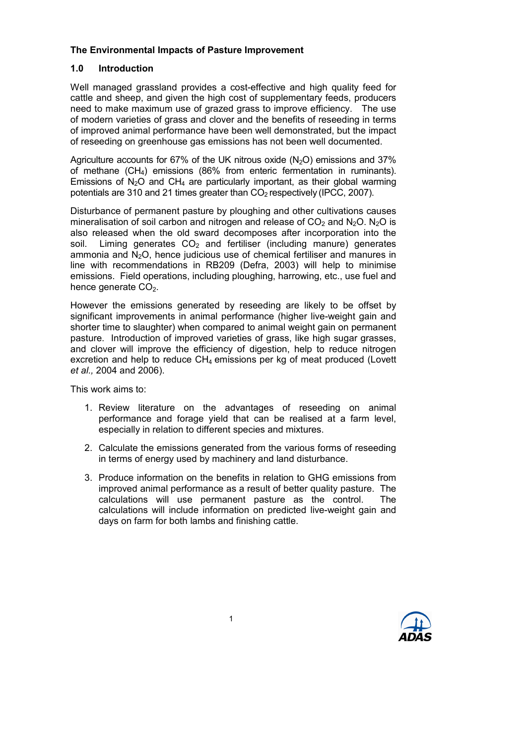**The Environmental Impacts of Pasture Improvement**

## 1.0 Introduction

Well managed grassland provides a cost-effective and high quality feed for cattle and sheep, and given the high cost of supplementary feeds, producers need to make maximum use of grazed grass to improve efficiency. The use of modern varieties of grass and clover and the benefits of reseeding in terms of improved animal performance have been well demonstrated, but the impact of reseeding on greenhouse gas emissions has not been well documented.

Agriculture accounts for 67% of the UK nitrous oxide ($N_2O$) emissions and 37% of methane ($CH_4$) emissions (86% from enteric fermentation in ruminants). Emissions of $N_2O$ and $CH_4$ are particularly important, as their global warming potentials are 310 and 21 times greater than $CO_2$ respectively (IPCC, 2007).

Disturbance of permanent pasture by ploughing and other cultivations causes mineralisation of soil carbon and nitrogen and release of $CO_2$ and $N_2O$. $N_2O$ is also released when the old sward decomposes after incorporation into the soil. Liming generates $CO_2$ and fertiliser (including manure) generates ammonia and $N_2O$, hence judicious use of chemical fertiliser and manures in line with recommendations in RB209 (Defra, 2003) will help to minimise emissions. Field operations, including ploughing, harrowing, etc., use fuel and hence generate $CO_2$.

However the emissions generated by reseeding are likely to be offset by significant improvements in animal performance (higher live-weight gain and shorter time to slaughter) when compared to animal weight gain on permanent pasture. Introduction of improved varieties of grass, like high sugar grasses, and clover will improve the efficiency of digestion, help to reduce nitrogen excretion and help to reduce $CH_4$ emissions per kg of meat produced (Lovett *et al.,* 2004 and 2006).

This work aims to:

1. Review literature on the advantages of reseeding on animal performance and forage yield that can be realised at a farm level, especially in relation to different species and mixtures.
2. Calculate the emissions generated from the various forms of reseeding in terms of energy used by machinery and land disturbance.
3. Produce information on the benefits in relation to GHG emissions from improved animal performance as a result of better quality pasture. The calculations will use permanent pasture as the control. The calculations will include information on predicted live-weight gain and days on farm for both lambs and finishing cattle.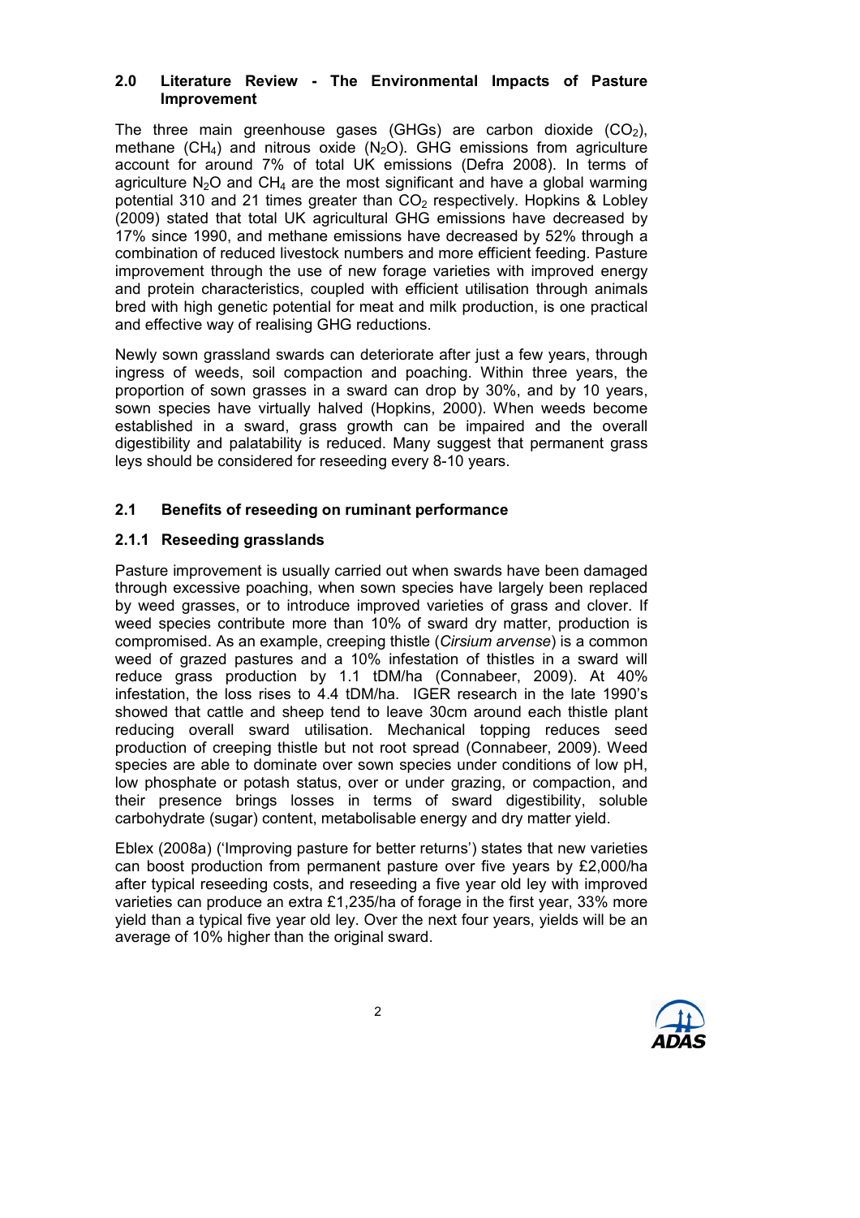## 2.0 Literature Review - The Environmental Impacts of Pasture Improvement

The three main greenhouse gases (GHGs) are carbon dioxide ($CO_2$), methane ($CH_4$) and nitrous oxide ($N_2O$). GHG emissions from agriculture account for around 7% of total UK emissions (Defra 2008). In terms of agriculture $N_2O$ and $CH_4$ are the most significant and have a global warming potential 310 and 21 times greater than $CO_2$ respectively. Hopkins & Lobley (2009) stated that total UK agricultural GHG emissions have decreased by 17% since 1990, and methane emissions have decreased by 52% through a combination of reduced livestock numbers and more efficient feeding. Pasture improvement through the use of new forage varieties with improved energy and protein characteristics, coupled with efficient utilisation through animals bred with high genetic potential for meat and milk production, is one practical and effective way of realising GHG reductions.

Newly sown grassland swards can deteriorate after just a few years, through ingress of weeds, soil compaction and poaching. Within three years, the proportion of sown grasses in a sward can drop by 30%, and by 10 years, sown species have virtually halved (Hopkins, 2000). When weeds become established in a sward, grass growth can be impaired and the overall digestibility and palatability is reduced. Many suggest that permanent grass leys should be considered for reseeding every 8-10 years.

### 2.1 Benefits of reseeding on ruminant performance

#### 2.1.1 Reseeding grasslands

Pasture improvement is usually carried out when swards have been damaged through excessive poaching, when sown species have largely been replaced by weed grasses, or to introduce improved varieties of grass and clover. If weed species contribute more than 10% of sward dry matter, production is compromised. As an example, creeping thistle (*Cirsium arvense*) is a common weed of grazed pastures and a 10% infestation of thistles in a sward will reduce grass production by 1.1 tDM/ha (Connabeer, 2009). At 40% infestation, the loss rises to 4.4 tDM/ha. IGER research in the late 1990's showed that cattle and sheep tend to leave 30cm around each thistle plant reducing overall sward utilisation. Mechanical topping reduces seed production of creeping thistle but not root spread (Connabeer, 2009). Weed species are able to dominate over sown species under conditions of low pH, low phosphate or potash status, over or under grazing, or compaction, and their presence brings losses in terms of sward digestibility, soluble carbohydrate (sugar) content, metabolisable energy and dry matter yield.

Eblex (2008a) ('Improving pasture for better returns') states that new varieties can boost production from permanent pasture over five years by £2,000/ha after typical reseeding costs, and reseeding a five year old ley with improved varieties can produce an extra £1,235/ha of forage in the first year, 33% more yield than a typical five year old ley. Over the next four years, yields will be an average of 10% higher than the original sward.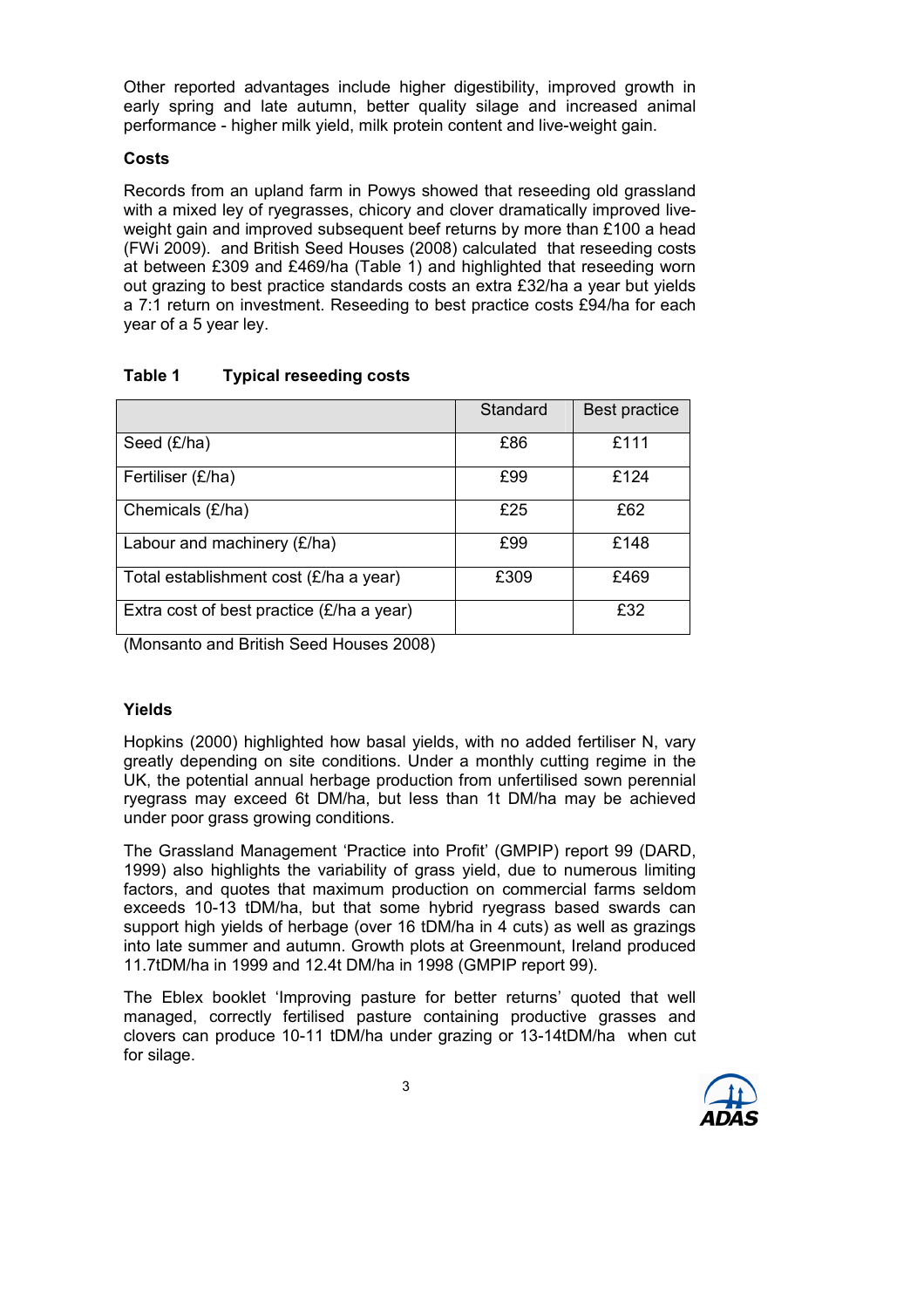Other reported advantages include higher digestibility, improved growth in early spring and late autumn, better quality silage and increased animal performance - higher milk yield, milk protein content and live-weight gain.

**Costs**

Records from an upland farm in Powys showed that reseeding old grassland with a mixed ley of ryegrasses, chicory and clover dramatically improved live-weight gain and improved subsequent beef returns by more than £100 a head (FWi 2009). and British Seed Houses (2008) calculated that reseeding costs at between £309 and £469/ha (Table 1) and highlighted that reseeding worn out grazing to best practice standards costs an extra £32/ha a year but yields a 7:1 return on investment. Reseeding to best practice costs £94/ha for each year of a 5 year ley.

**Table 1 Typical reseeding costs**

| | Standard | Best practice |
|---|---|---|
| Seed (£/ha) | £86 | £111 |
| Fertiliser (£/ha) | £99 | £124 |
| Chemicals (£/ha) | £25 | £62 |
| Labour and machinery (£/ha) | £99 | £148 |
| Total establishment cost (£/ha a year) | £309 | £469 |
| Extra cost of best practice (£/ha a year) | | £32 |

(Monsanto and British Seed Houses 2008)

**Yields**

Hopkins (2000) highlighted how basal yields, with no added fertiliser N, vary greatly depending on site conditions. Under a monthly cutting regime in the UK, the potential annual herbage production from unfertilised sown perennial ryegrass may exceed 6t DM/ha, but less than 1t DM/ha may be achieved under poor grass growing conditions.

The Grassland Management 'Practice into Profit' (GMPIP) report 99 (DARD, 1999) also highlights the variability of grass yield, due to numerous limiting factors, and quotes that maximum production on commercial farms seldom exceeds 10-13 tDM/ha, but that some hybrid ryegrass based swards can support high yields of herbage (over 16 tDM/ha in 4 cuts) as well as grazings into late summer and autumn. Growth plots at Greenmount, Ireland produced 11.7tDM/ha in 1999 and 12.4t DM/ha in 1998 (GMPIP report 99).

The Eblex booklet 'Improving pasture for better returns' quoted that well managed, correctly fertilised pasture containing productive grasses and clovers can produce 10-11 tDM/ha under grazing or 13-14tDM/ha when cut for silage.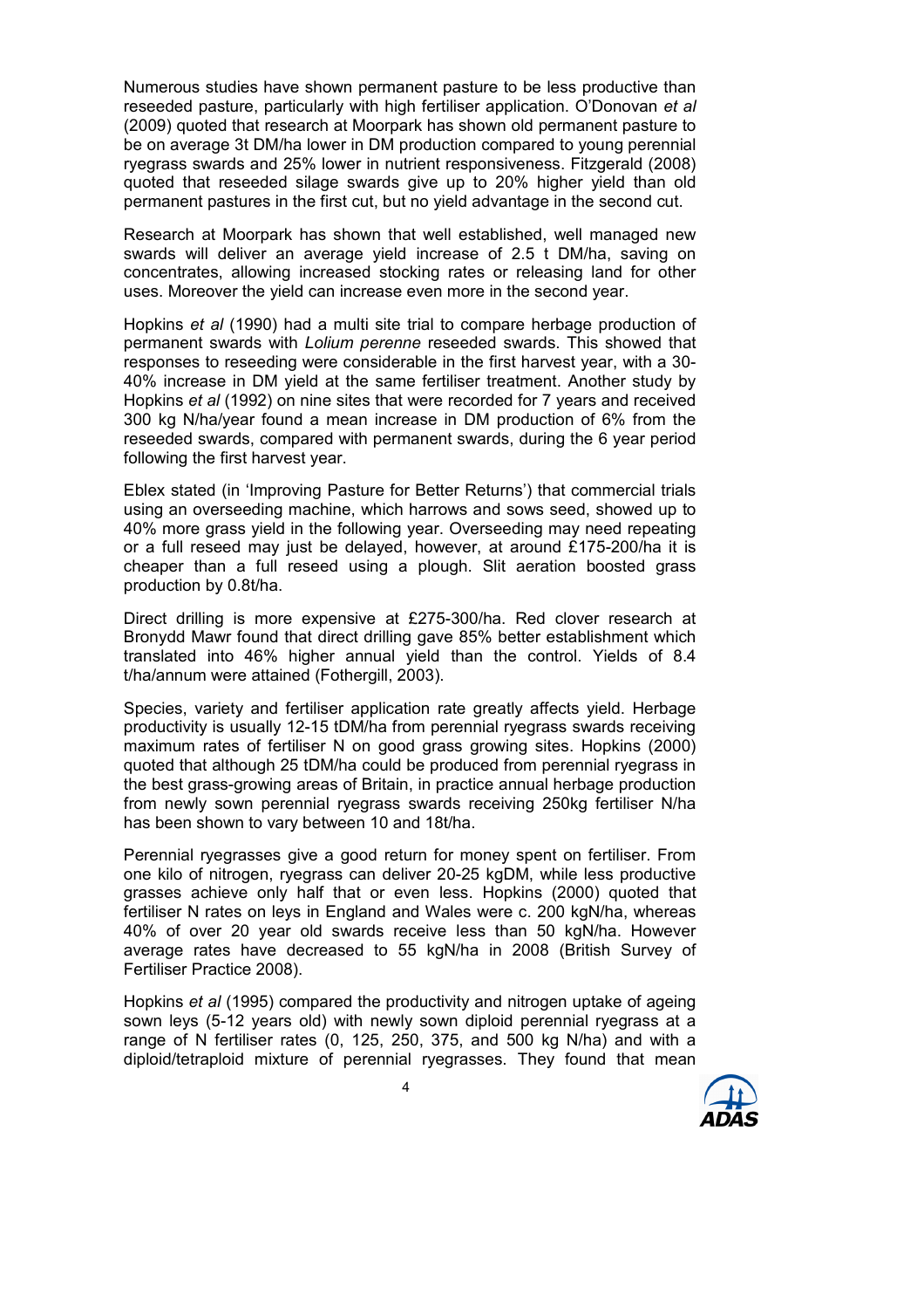Numerous studies have shown permanent pasture to be less productive than reseeded pasture, particularly with high fertiliser application. O'Donovan *et al* (2009) quoted that research at Moorpark has shown old permanent pasture to be on average 3t DM/ha lower in DM production compared to young perennial ryegrass swards and 25% lower in nutrient responsiveness. Fitzgerald (2008) quoted that reseeded silage swards give up to 20% higher yield than old permanent pastures in the first cut, but no yield advantage in the second cut.

Research at Moorpark has shown that well established, well managed new swards will deliver an average yield increase of 2.5 t DM/ha, saving on concentrates, allowing increased stocking rates or releasing land for other uses. Moreover the yield can increase even more in the second year.

Hopkins *et al* (1990) had a multi site trial to compare herbage production of permanent swards with *Lolium perenne* reseeded swards. This showed that responses to reseeding were considerable in the first harvest year, with a 30-40% increase in DM yield at the same fertiliser treatment. Another study by Hopkins *et al* (1992) on nine sites that were recorded for 7 years and received 300 kg N/ha/year found a mean increase in DM production of 6% from the reseeded swards, compared with permanent swards, during the 6 year period following the first harvest year.

Eblex stated (in 'Improving Pasture for Better Returns') that commercial trials using an overseeding machine, which harrows and sows seed, showed up to 40% more grass yield in the following year. Overseeding may need repeating or a full reseed may just be delayed, however, at around £175-200/ha it is cheaper than a full reseed using a plough. Slit aeration boosted grass production by 0.8t/ha.

Direct drilling is more expensive at £275-300/ha. Red clover research at Bronydd Mawr found that direct drilling gave 85% better establishment which translated into 46% higher annual yield than the control. Yields of 8.4 t/ha/annum were attained (Fothergill, 2003).

Species, variety and fertiliser application rate greatly affects yield. Herbage productivity is usually 12-15 tDM/ha from perennial ryegrass swards receiving maximum rates of fertiliser N on good grass growing sites. Hopkins (2000) quoted that although 25 tDM/ha could be produced from perennial ryegrass in the best grass-growing areas of Britain, in practice annual herbage production from newly sown perennial ryegrass swards receiving 250kg fertiliser N/ha has been shown to vary between 10 and 18t/ha.

Perennial ryegrasses give a good return for money spent on fertiliser. From one kilo of nitrogen, ryegrass can deliver 20-25 kgDM, while less productive grasses achieve only half that or even less. Hopkins (2000) quoted that fertiliser N rates on leys in England and Wales were c. 200 kgN/ha, whereas 40% of over 20 year old swards receive less than 50 kgN/ha. However average rates have decreased to 55 kgN/ha in 2008 (British Survey of Fertiliser Practice 2008).

Hopkins *et al* (1995) compared the productivity and nitrogen uptake of ageing sown leys (5-12 years old) with newly sown diploid perennial ryegrass at a range of N fertiliser rates (0, 125, 250, 375, and 500 kg N/ha) and with a diploid/tetraploid mixture of perennial ryegrasses. They found that mean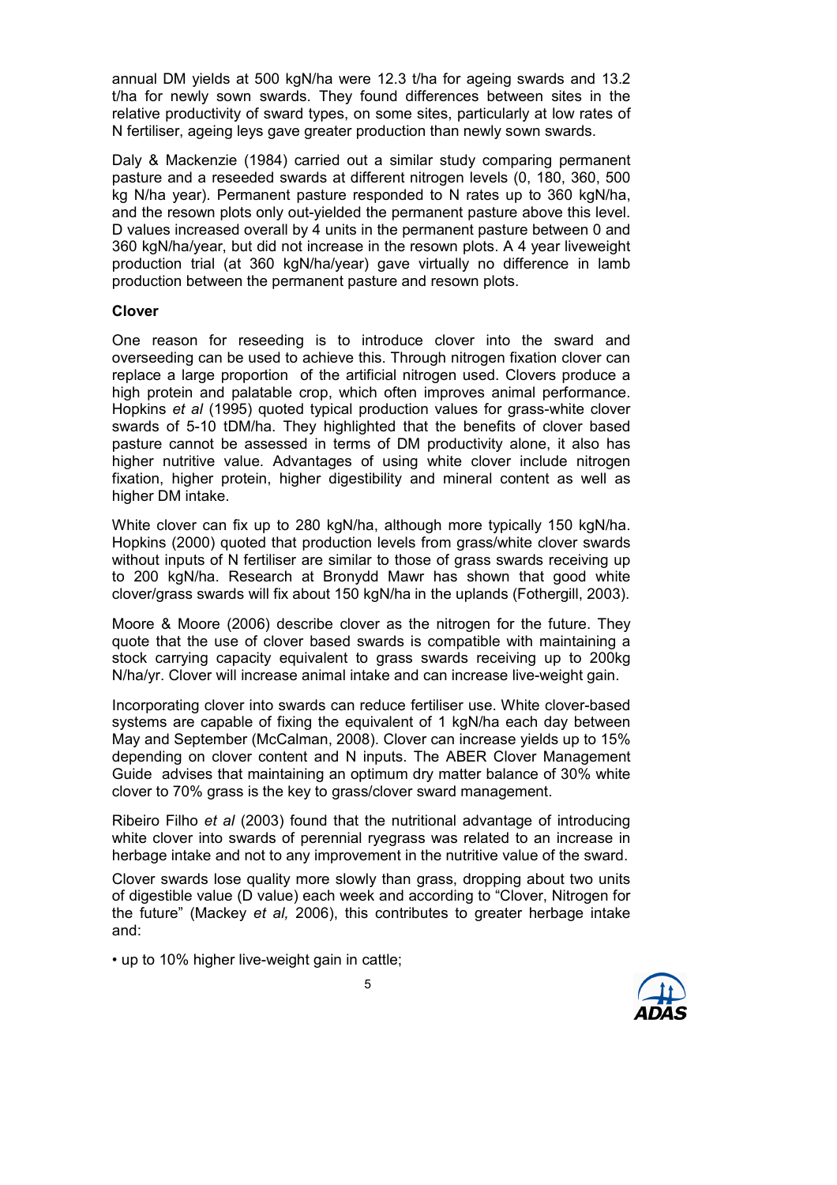annual DM yields at 500 kgN/ha were 12.3 t/ha for ageing swards and 13.2 t/ha for newly sown swards. They found differences between sites in the relative productivity of sward types, on some sites, particularly at low rates of N fertiliser, ageing leys gave greater production than newly sown swards.

Daly & Mackenzie (1984) carried out a similar study comparing permanent pasture and a reseeded swards at different nitrogen levels (0, 180, 360, 500 kg N/ha year). Permanent pasture responded to N rates up to 360 kgN/ha, and the resown plots only out-yielded the permanent pasture above this level. D values increased overall by 4 units in the permanent pasture between 0 and 360 kgN/ha/year, but did not increase in the resown plots. A 4 year liveweight production trial (at 360 kgN/ha/year) gave virtually no difference in lamb production between the permanent pasture and resown plots.

**Clover**

One reason for reseeding is to introduce clover into the sward and overseeding can be used to achieve this. Through nitrogen fixation clover can replace a large proportion of the artificial nitrogen used. Clovers produce a high protein and palatable crop, which often improves animal performance. Hopkins *et al* (1995) quoted typical production values for grass-white clover swards of 5-10 tDM/ha. They highlighted that the benefits of clover based pasture cannot be assessed in terms of DM productivity alone, it also has higher nutritive value. Advantages of using white clover include nitrogen fixation, higher protein, higher digestibility and mineral content as well as higher DM intake.

White clover can fix up to 280 kgN/ha, although more typically 150 kgN/ha. Hopkins (2000) quoted that production levels from grass/white clover swards without inputs of N fertiliser are similar to those of grass swards receiving up to 200 kgN/ha. Research at Bronydd Mawr has shown that good white clover/grass swards will fix about 150 kgN/ha in the uplands (Fothergill, 2003).

Moore & Moore (2006) describe clover as the nitrogen for the future. They quote that the use of clover based swards is compatible with maintaining a stock carrying capacity equivalent to grass swards receiving up to 200kg N/ha/yr. Clover will increase animal intake and can increase live-weight gain.

Incorporating clover into swards can reduce fertiliser use. White clover-based systems are capable of fixing the equivalent of 1 kgN/ha each day between May and September (McCalman, 2008). Clover can increase yields up to 15% depending on clover content and N inputs. The ABER Clover Management Guide advises that maintaining an optimum dry matter balance of 30% white clover to 70% grass is the key to grass/clover sward management.

Ribeiro Filho *et al* (2003) found that the nutritional advantage of introducing white clover into swards of perennial ryegrass was related to an increase in herbage intake and not to any improvement in the nutritive value of the sward.

Clover swards lose quality more slowly than grass, dropping about two units of digestible value (D value) each week and according to "Clover, Nitrogen for the future" (Mackey *et al,* 2006), this contributes to greater herbage intake and:

- up to 10% higher live-weight gain in cattle;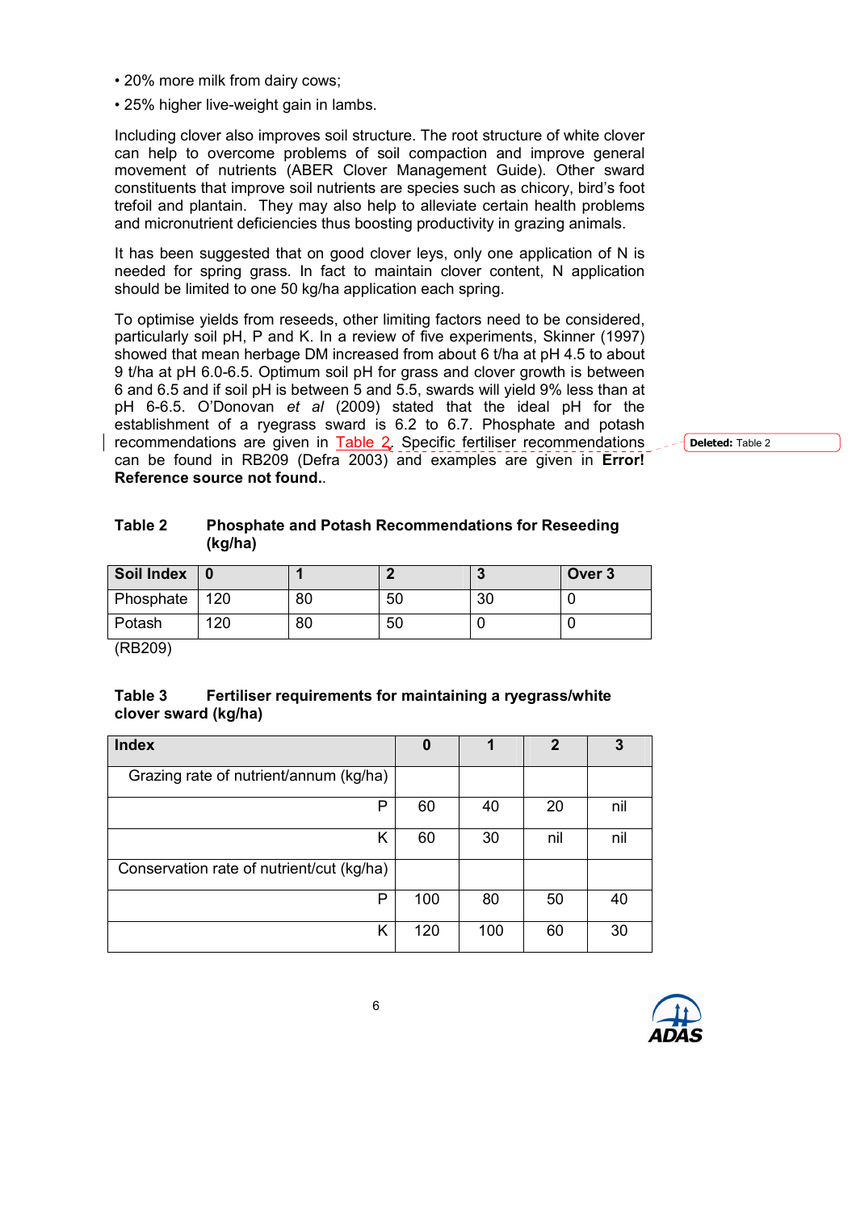- 20% more milk from dairy cows;
- 25% higher live-weight gain in lambs.

Including clover also improves soil structure. The root structure of white clover can help to overcome problems of soil compaction and improve general movement of nutrients (ABER Clover Management Guide). Other sward constituents that improve soil nutrients are species such as chicory, bird's foot trefoil and plantain. They may also help to alleviate certain health problems and micronutrient deficiencies thus boosting productivity in grazing animals.

It has been suggested that on good clover leys, only one application of N is needed for spring grass. In fact to maintain clover content, N application should be limited to one 50 kg/ha application each spring.

To optimise yields from reseeds, other limiting factors need to be considered, particularly soil pH, P and K. In a review of five experiments, Skinner (1997) showed that mean herbage DM increased from about 6 t/ha at pH 4.5 to about 9 t/ha at pH 6.0-6.5. Optimum soil pH for grass and clover growth is between 6 and 6.5 and if soil pH is between 5 and 5.5, swards will yield 9% less than at pH 6-6.5. O'Donovan *et al* (2009) stated that the ideal pH for the establishment of a ryegrass sward is 6.2 to 6.7. Phosphate and potash recommendations are given in Table 2. Specific fertiliser recommendations can be found in RB209 (Defra 2003) and examples are given in **Error! Reference source not found.**.

**Table 2 Phosphate and Potash Recommendations for Reseeding (kg/ha)**

| Soil Index | 0 | 1 | 2 | 3 | Over 3 |
|---|---|---|---|---|---|
| Phosphate | 120 | 80 | 50 | 30 | 0 |
| Potash | 120 | 80 | 50 | 0 | 0 |

(RB209)

**Table 3 Fertiliser requirements for maintaining a ryegrass/white clover sward (kg/ha)**

| Index | 0 | 1 | 2 | 3 |
|---|---|---|---|---|
| Grazing rate of nutrient/annum (kg/ha) | | | | |
| P | 60 | 40 | 20 | nil |
| K | 60 | 30 | nil | nil |
| Conservation rate of nutrient/cut (kg/ha) | | | | |
| P | 100 | 80 | 50 | 40 |
| K | 120 | 100 | 60 | 30 |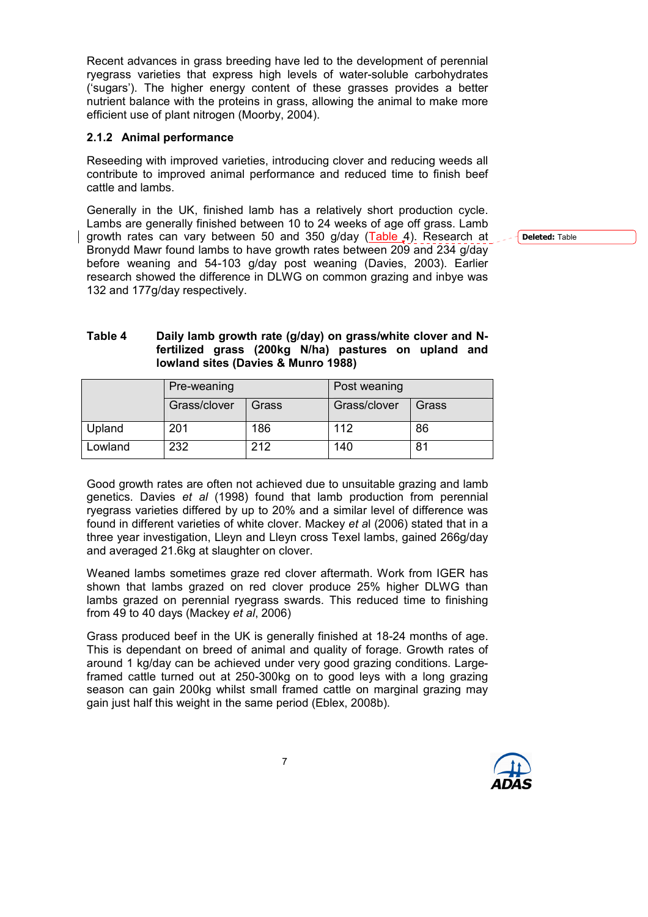Recent advances in grass breeding have led to the development of perennial ryegrass varieties that express high levels of water-soluble carbohydrates ('sugars'). The higher energy content of these grasses provides a better nutrient balance with the proteins in grass, allowing the animal to make more efficient use of plant nitrogen (Moorby, 2004).

### 2.1.2 Animal performance

Reseeding with improved varieties, introducing clover and reducing weeds all contribute to improved animal performance and reduced time to finish beef cattle and lambs.

Generally in the UK, finished lamb has a relatively short production cycle. Lambs are generally finished between 10 to 24 weeks of age off grass. Lamb growth rates can vary between 50 and 350 g/day (Table 4). Research at Bronydd Mawr found lambs to have growth rates between 209 and 234 g/day before weaning and 54-103 g/day post weaning (Davies, 2003). Earlier research showed the difference in DLWG on common grazing and inbye was 132 and 177g/day respectively.

**Table 4 Daily lamb growth rate (g/day) on grass/white clover and N-fertilized grass (200kg N/ha) pastures on upland and lowland sites (Davies & Munro 1988)**

| | Pre-weaning | | Post weaning | |
|---|---|---|---|---|
| | Grass/clover | Grass | Grass/clover | Grass |
| Upland | 201 | 186 | 112 | 86 |
| Lowland | 232 | 212 | 140 | 81 |

Good growth rates are often not achieved due to unsuitable grazing and lamb genetics. Davies *et al* (1998) found that lamb production from perennial ryegrass varieties differed by up to 20% and a similar level of difference was found in different varieties of white clover. Mackey *et al* (2006) stated that in a three year investigation, Lleyn and Lleyn cross Texel lambs, gained 266g/day and averaged 21.6kg at slaughter on clover.

Weaned lambs sometimes graze red clover aftermath. Work from IGER has shown that lambs grazed on red clover produce 25% higher DLWG than lambs grazed on perennial ryegrass swards. This reduced time to finishing from 49 to 40 days (Mackey *et al*, 2006)

Grass produced beef in the UK is generally finished at 18-24 months of age. This is dependant on breed of animal and quality of forage. Growth rates of around 1 kg/day can be achieved under very good grazing conditions. Large-framed cattle turned out at 250-300kg on to good leys with a long grazing season can gain 200kg whilst small framed cattle on marginal grazing may gain just half this weight in the same period (Eblex, 2008b).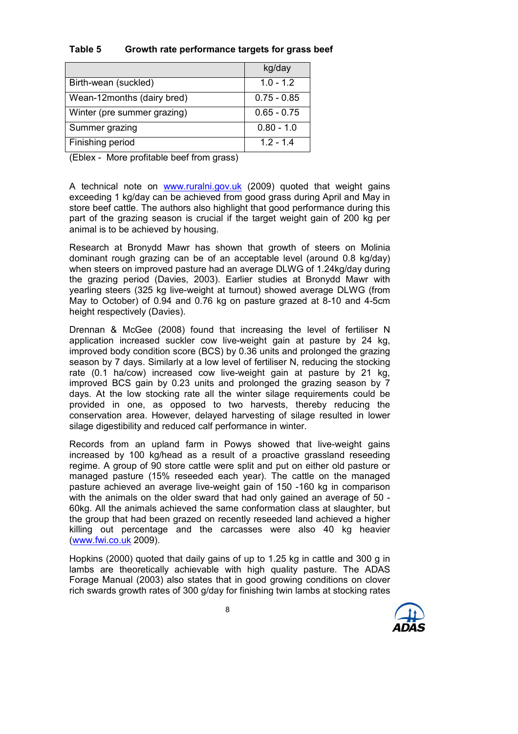**Table 5 Growth rate performance targets for grass beef**

| | kg/day |
|---|---|
| Birth-wean (suckled) | 1.0 - 1.2 |
| Wean-12months (dairy bred) | 0.75 - 0.85 |
| Winter (pre summer grazing) | 0.65 - 0.75 |
| Summer grazing | 0.80 - 1.0 |
| Finishing period | 1.2 - 1.4 |

(Eblex - More profitable beef from grass)

A technical note on www.ruralni.gov.uk (2009) quoted that weight gains exceeding 1 kg/day can be achieved from good grass during April and May in store beef cattle. The authors also highlight that good performance during this part of the grazing season is crucial if the target weight gain of 200 kg per animal is to be achieved by housing.

Research at Bronydd Mawr has shown that growth of steers on Molinia dominant rough grazing can be of an acceptable level (around 0.8 kg/day) when steers on improved pasture had an average DLWG of 1.24kg/day during the grazing period (Davies, 2003). Earlier studies at Bronydd Mawr with yearling steers (325 kg live-weight at turnout) showed average DLWG (from May to October) of 0.94 and 0.76 kg on pasture grazed at 8-10 and 4-5cm height respectively (Davies).

Drennan & McGee (2008) found that increasing the level of fertiliser N application increased suckler cow live-weight gain at pasture by 24 kg, improved body condition score (BCS) by 0.36 units and prolonged the grazing season by 7 days. Similarly at a low level of fertiliser N, reducing the stocking rate (0.1 ha/cow) increased cow live-weight gain at pasture by 21 kg, improved BCS gain by 0.23 units and prolonged the grazing season by 7 days. At the low stocking rate all the winter silage requirements could be provided in one, as opposed to two harvests, thereby reducing the conservation area. However, delayed harvesting of silage resulted in lower silage digestibility and reduced calf performance in winter.

Records from an upland farm in Powys showed that live-weight gains increased by 100 kg/head as a result of a proactive grassland reseeding regime. A group of 90 store cattle were split and put on either old pasture or managed pasture (15% reseeded each year). The cattle on the managed pasture achieved an average live-weight gain of 150 -160 kg in comparison with the animals on the older sward that had only gained an average of 50 - 60kg. All the animals achieved the same conformation class at slaughter, but the group that had been grazed on recently reseeded land achieved a higher killing out percentage and the carcasses were also 40 kg heavier (www.fwi.co.uk 2009).

Hopkins (2000) quoted that daily gains of up to 1.25 kg in cattle and 300 g in lambs are theoretically achievable with high quality pasture. The ADAS Forage Manual (2003) also states that in good growing conditions on clover rich swards growth rates of 300 g/day for finishing twin lambs at stocking rates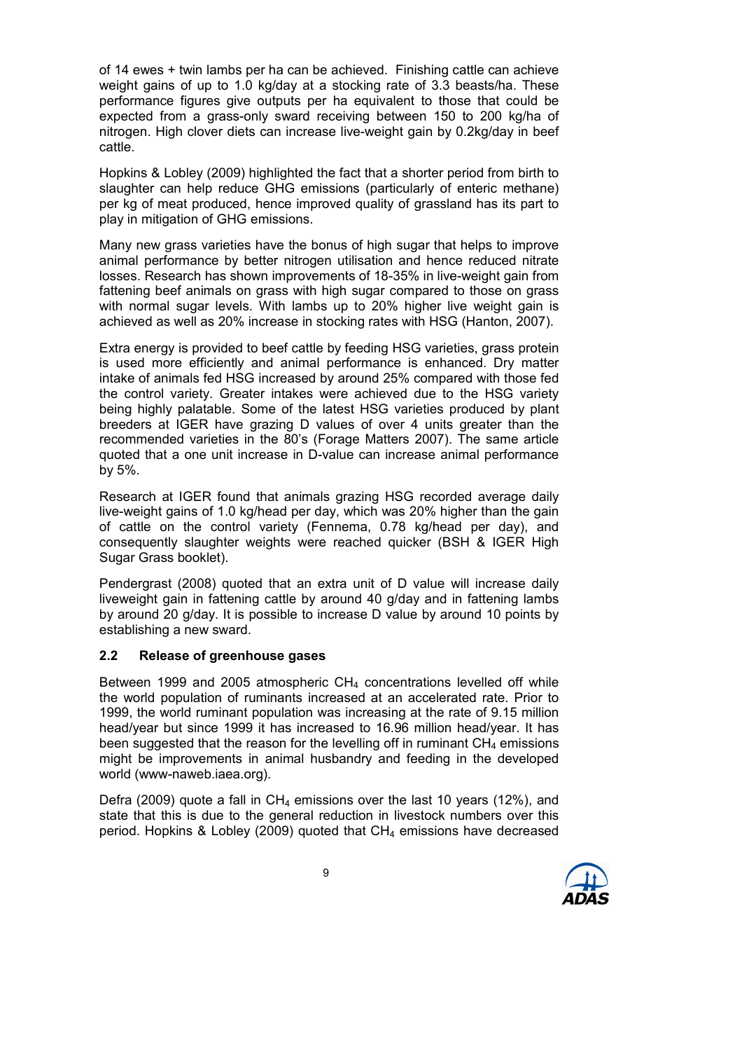of 14 ewes + twin lambs per ha can be achieved. Finishing cattle can achieve weight gains of up to 1.0 kg/day at a stocking rate of 3.3 beasts/ha. These performance figures give outputs per ha equivalent to those that could be expected from a grass-only sward receiving between 150 to 200 kg/ha of nitrogen. High clover diets can increase live-weight gain by 0.2kg/day in beef cattle.

Hopkins & Lobley (2009) highlighted the fact that a shorter period from birth to slaughter can help reduce GHG emissions (particularly of enteric methane) per kg of meat produced, hence improved quality of grassland has its part to play in mitigation of GHG emissions.

Many new grass varieties have the bonus of high sugar that helps to improve animal performance by better nitrogen utilisation and hence reduced nitrate losses. Research has shown improvements of 18-35% in live-weight gain from fattening beef animals on grass with high sugar compared to those on grass with normal sugar levels. With lambs up to 20% higher live weight gain is achieved as well as 20% increase in stocking rates with HSG (Hanton, 2007).

Extra energy is provided to beef cattle by feeding HSG varieties, grass protein is used more efficiently and animal performance is enhanced. Dry matter intake of animals fed HSG increased by around 25% compared with those fed the control variety. Greater intakes were achieved due to the HSG variety being highly palatable. Some of the latest HSG varieties produced by plant breeders at IGER have grazing D values of over 4 units greater than the recommended varieties in the 80's (Forage Matters 2007). The same article quoted that a one unit increase in D-value can increase animal performance by 5%.

Research at IGER found that animals grazing HSG recorded average daily live-weight gains of 1.0 kg/head per day, which was 20% higher than the gain of cattle on the control variety (Fennema, 0.78 kg/head per day), and consequently slaughter weights were reached quicker (BSH & IGER High Sugar Grass booklet).

Pendergrast (2008) quoted that an extra unit of D value will increase daily liveweight gain in fattening cattle by around 40 g/day and in fattening lambs by around 20 g/day. It is possible to increase D value by around 10 points by establishing a new sward.

### 2.2 Release of greenhouse gases

Between 1999 and 2005 atmospheric $CH_4$ concentrations levelled off while the world population of ruminants increased at an accelerated rate. Prior to 1999, the world ruminant population was increasing at the rate of 9.15 million head/year but since 1999 it has increased to 16.96 million head/year. It has been suggested that the reason for the levelling off in ruminant $CH_4$ emissions might be improvements in animal husbandry and feeding in the developed world (www-naweb.iaea.org).

Defra (2009) quote a fall in $CH_4$ emissions over the last 10 years (12%), and state that this is due to the general reduction in livestock numbers over this period. Hopkins & Lobley (2009) quoted that $CH_4$ emissions have decreased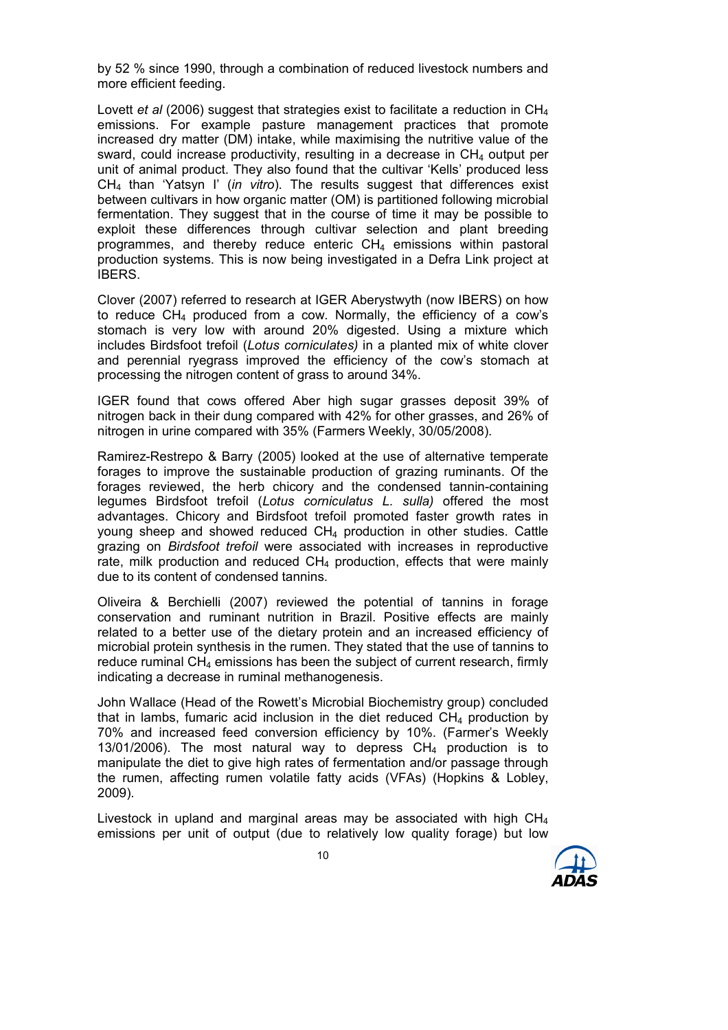by 52 % since 1990, through a combination of reduced livestock numbers and more efficient feeding.

Lovett *et al* (2006) suggest that strategies exist to facilitate a reduction in $CH_4$ emissions. For example pasture management practices that promote increased dry matter (DM) intake, while maximising the nutritive value of the sward, could increase productivity, resulting in a decrease in $CH_4$ output per unit of animal product. They also found that the cultivar 'Kells' produced less $CH_4$ than 'Yatsyn I' (*in vitro*). The results suggest that differences exist between cultivars in how organic matter (OM) is partitioned following microbial fermentation. They suggest that in the course of time it may be possible to exploit these differences through cultivar selection and plant breeding programmes, and thereby reduce enteric $CH_4$ emissions within pastoral production systems. This is now being investigated in a Defra Link project at IBERS.

Clover (2007) referred to research at IGER Aberystwyth (now IBERS) on how to reduce $CH_4$ produced from a cow. Normally, the efficiency of a cow's stomach is very low with around 20% digested. Using a mixture which includes Birdsfoot trefoil (*Lotus corniculates)* in a planted mix of white clover and perennial ryegrass improved the efficiency of the cow's stomach at processing the nitrogen content of grass to around 34%.

IGER found that cows offered Aber high sugar grasses deposit 39% of nitrogen back in their dung compared with 42% for other grasses, and 26% of nitrogen in urine compared with 35% (Farmers Weekly, 30/05/2008).

Ramirez-Restrepo & Barry (2005) looked at the use of alternative temperate forages to improve the sustainable production of grazing ruminants. Of the forages reviewed, the herb chicory and the condensed tannin-containing legumes Birdsfoot trefoil (*Lotus corniculatus L. sulla)* offered the most advantages. Chicory and Birdsfoot trefoil promoted faster growth rates in young sheep and showed reduced $CH_4$ production in other studies. Cattle grazing on *Birdsfoot trefoil* were associated with increases in reproductive rate, milk production and reduced $CH_4$ production, effects that were mainly due to its content of condensed tannins.

Oliveira & Berchielli (2007) reviewed the potential of tannins in forage conservation and ruminant nutrition in Brazil. Positive effects are mainly related to a better use of the dietary protein and an increased efficiency of microbial protein synthesis in the rumen. They stated that the use of tannins to reduce ruminal $CH_4$ emissions has been the subject of current research, firmly indicating a decrease in ruminal methanogenesis.

John Wallace (Head of the Rowett's Microbial Biochemistry group) concluded that in lambs, fumaric acid inclusion in the diet reduced $CH_4$ production by 70% and increased feed conversion efficiency by 10%. (Farmer's Weekly 13/01/2006). The most natural way to depress $CH_4$ production is to manipulate the diet to give high rates of fermentation and/or passage through the rumen, affecting rumen volatile fatty acids (VFAs) (Hopkins & Lobley, 2009).

Livestock in upland and marginal areas may be associated with high $CH_4$ emissions per unit of output (due to relatively low quality forage) but low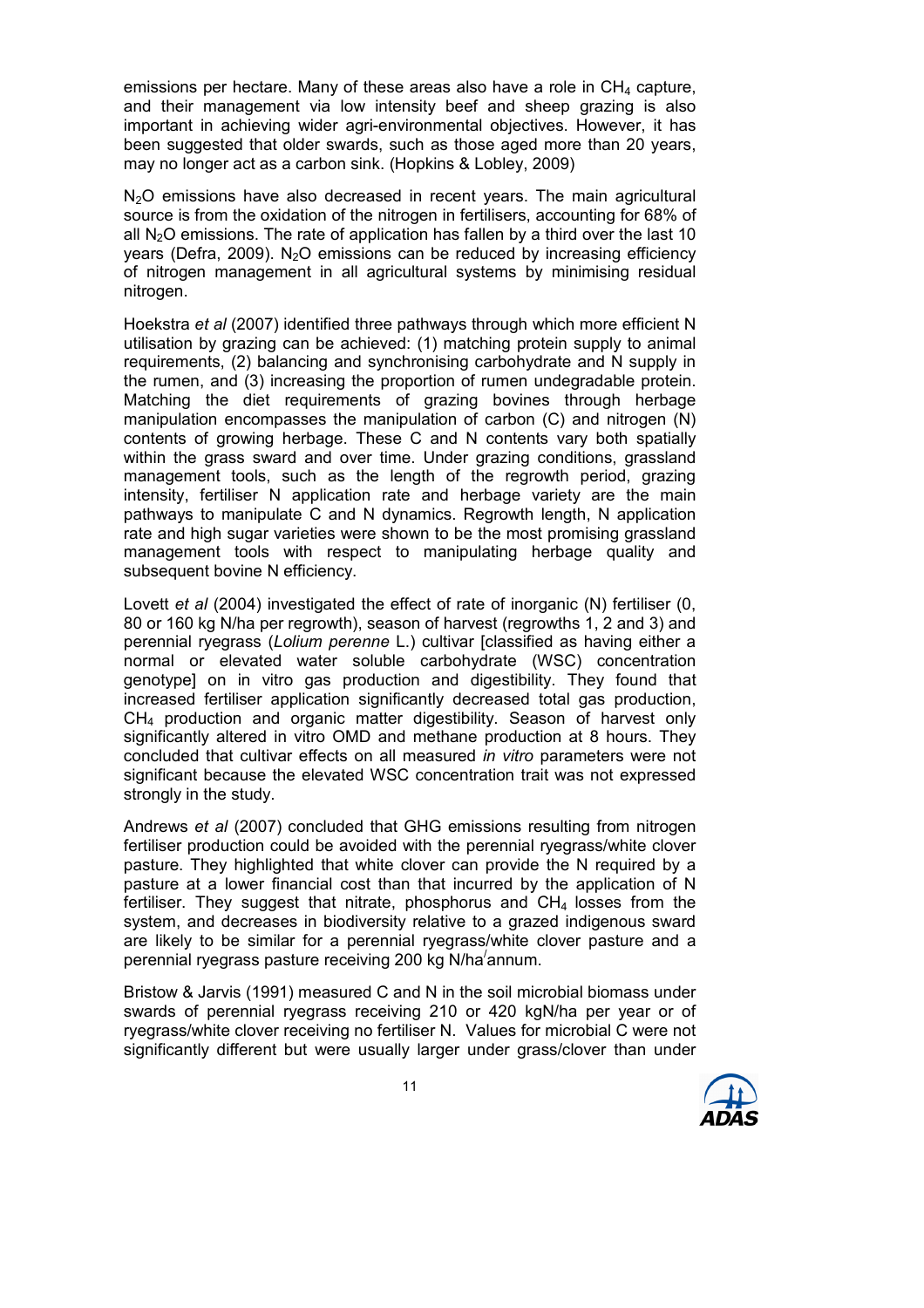emissions per hectare. Many of these areas also have a role in $CH_4$ capture, and their management via low intensity beef and sheep grazing is also important in achieving wider agri-environmental objectives. However, it has been suggested that older swards, such as those aged more than 20 years, may no longer act as a carbon sink. (Hopkins & Lobley, 2009)

$N_2O$ emissions have also decreased in recent years. The main agricultural source is from the oxidation of the nitrogen in fertilisers, accounting for 68% of all $N_2O$ emissions. The rate of application has fallen by a third over the last 10 years (Defra, 2009). $N_2O$ emissions can be reduced by increasing efficiency of nitrogen management in all agricultural systems by minimising residual nitrogen.

Hoekstra *et al* (2007) identified three pathways through which more efficient N utilisation by grazing can be achieved: (1) matching protein supply to animal requirements, (2) balancing and synchronising carbohydrate and N supply in the rumen, and (3) increasing the proportion of rumen undegradable protein. Matching the diet requirements of grazing bovines through herbage manipulation encompasses the manipulation of carbon (C) and nitrogen (N) contents of growing herbage. These C and N contents vary both spatially within the grass sward and over time. Under grazing conditions, grassland management tools, such as the length of the regrowth period, grazing intensity, fertiliser N application rate and herbage variety are the main pathways to manipulate C and N dynamics. Regrowth length, N application rate and high sugar varieties were shown to be the most promising grassland management tools with respect to manipulating herbage quality and subsequent bovine N efficiency.

Lovett *et al* (2004) investigated the effect of rate of inorganic (N) fertiliser (0, 80 or 160 kg N/ha per regrowth), season of harvest (regrowths 1, 2 and 3) and perennial ryegrass (*Lolium perenne* L.) cultivar [classified as having either a normal or elevated water soluble carbohydrate (WSC) concentration genotype] on in vitro gas production and digestibility. They found that increased fertiliser application significantly decreased total gas production, $CH_4$ production and organic matter digestibility. Season of harvest only significantly altered in vitro OMD and methane production at 8 hours. They concluded that cultivar effects on all measured *in vitro* parameters were not significant because the elevated WSC concentration trait was not expressed strongly in the study.

Andrews *et al* (2007) concluded that GHG emissions resulting from nitrogen fertiliser production could be avoided with the perennial ryegrass/white clover pasture. They highlighted that white clover can provide the N required by a pasture at a lower financial cost than that incurred by the application of N fertiliser. They suggest that nitrate, phosphorus and $CH_4$ losses from the system, and decreases in biodiversity relative to a grazed indigenous sward are likely to be similar for a perennial ryegrass/white clover pasture and a perennial ryegrass pasture receiving 200 kg N/ha/annum.

Bristow & Jarvis (1991) measured C and N in the soil microbial biomass under swards of perennial ryegrass receiving 210 or 420 kgN/ha per year or of ryegrass/white clover receiving no fertiliser N. Values for microbial C were not significantly different but were usually larger under grass/clover than under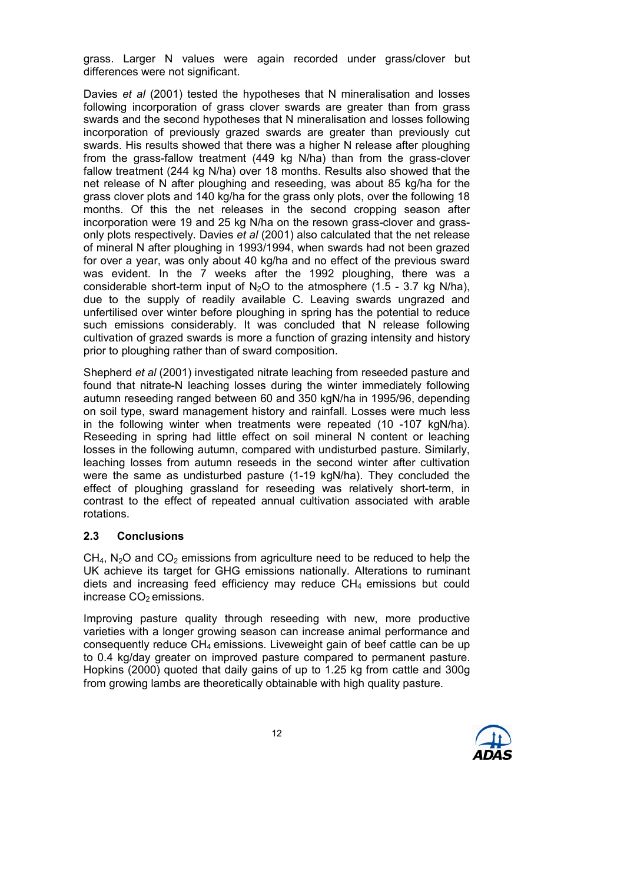grass. Larger N values were again recorded under grass/clover but differences were not significant.

Davies *et al* (2001) tested the hypotheses that N mineralisation and losses following incorporation of grass clover swards are greater than from grass swards and the second hypotheses that N mineralisation and losses following incorporation of previously grazed swards are greater than previously cut swards. His results showed that there was a higher N release after ploughing from the grass-fallow treatment (449 kg N/ha) than from the grass-clover fallow treatment (244 kg N/ha) over 18 months. Results also showed that the net release of N after ploughing and reseeding, was about 85 kg/ha for the grass clover plots and 140 kg/ha for the grass only plots, over the following 18 months. Of this the net releases in the second cropping season after incorporation were 19 and 25 kg N/ha on the resown grass-clover and grass-only plots respectively. Davies *et al* (2001) also calculated that the net release of mineral N after ploughing in 1993/1994, when swards had not been grazed for over a year, was only about 40 kg/ha and no effect of the previous sward was evident. In the 7 weeks after the 1992 ploughing, there was a considerable short-term input of $N_2O$ to the atmosphere (1.5 - 3.7 kg N/ha), due to the supply of readily available C. Leaving swards ungrazed and unfertilised over winter before ploughing in spring has the potential to reduce such emissions considerably. It was concluded that N release following cultivation of grazed swards is more a function of grazing intensity and history prior to ploughing rather than of sward composition.

Shepherd *et al* (2001) investigated nitrate leaching from reseeded pasture and found that nitrate-N leaching losses during the winter immediately following autumn reseeding ranged between 60 and 350 kgN/ha in 1995/96, depending on soil type, sward management history and rainfall. Losses were much less in the following winter when treatments were repeated (10 -107 kgN/ha). Reseeding in spring had little effect on soil mineral N content or leaching losses in the following autumn, compared with undisturbed pasture. Similarly, leaching losses from autumn reseeds in the second winter after cultivation were the same as undisturbed pasture (1-19 kgN/ha). They concluded the effect of ploughing grassland for reseeding was relatively short-term, in contrast to the effect of repeated annual cultivation associated with arable rotations.

### 2.3 Conclusions

$CH_4$, $N_2O$ and $CO_2$ emissions from agriculture need to be reduced to help the UK achieve its target for GHG emissions nationally. Alterations to ruminant diets and increasing feed efficiency may reduce $CH_4$ emissions but could increase $CO_2$ emissions.

Improving pasture quality through reseeding with new, more productive varieties with a longer growing season can increase animal performance and consequently reduce $CH_4$ emissions. Liveweight gain of beef cattle can be up to 0.4 kg/day greater on improved pasture compared to permanent pasture. Hopkins (2000) quoted that daily gains of up to 1.25 kg from cattle and 300g from growing lambs are theoretically obtainable with high quality pasture.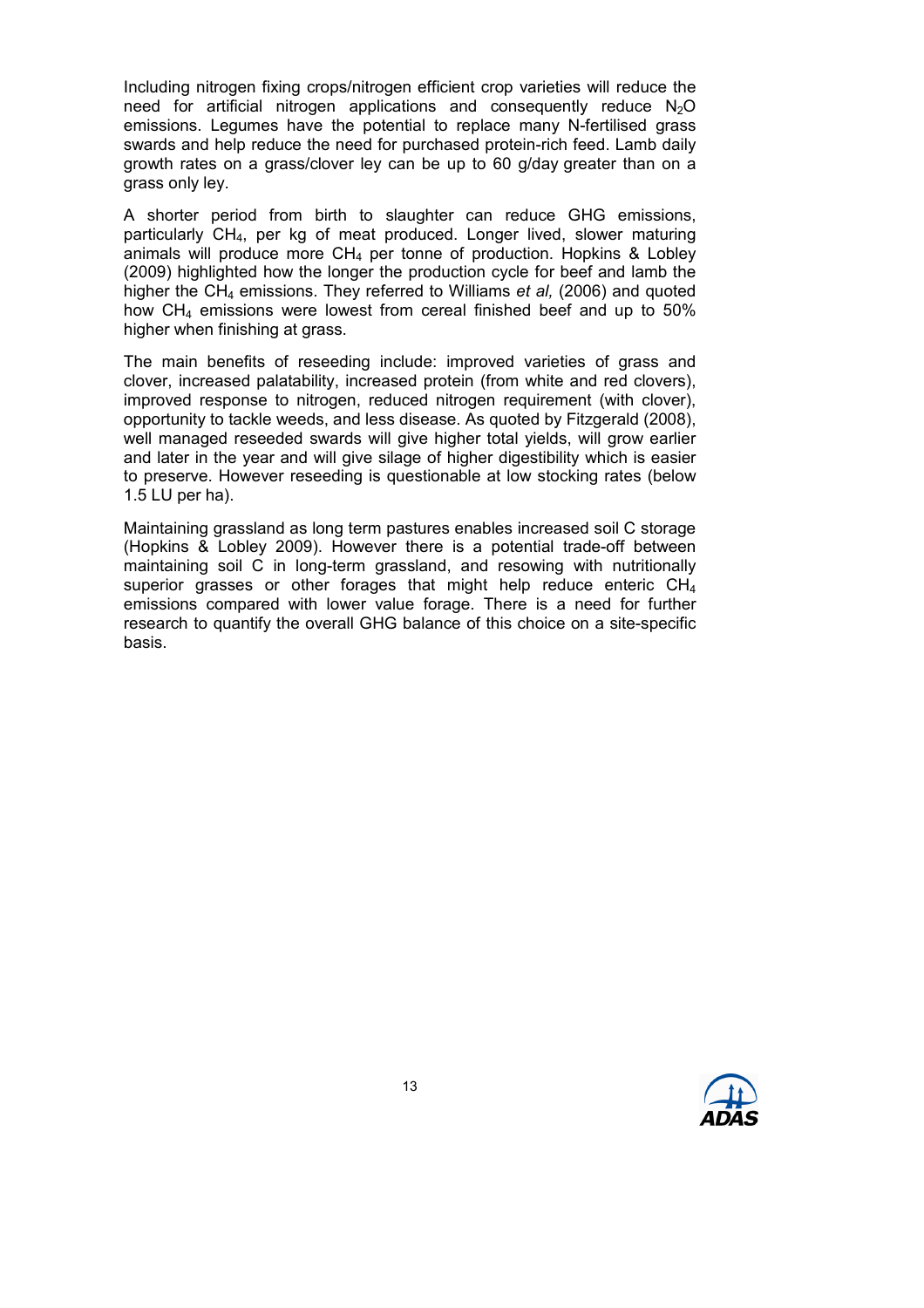Including nitrogen fixing crops/nitrogen efficient crop varieties will reduce the need for artificial nitrogen applications and consequently reduce $N_2O$ emissions. Legumes have the potential to replace many N-fertilised grass swards and help reduce the need for purchased protein-rich feed. Lamb daily growth rates on a grass/clover ley can be up to 60 g/day greater than on a grass only ley.

A shorter period from birth to slaughter can reduce GHG emissions, particularly $CH_4$, per kg of meat produced. Longer lived, slower maturing animals will produce more $CH_4$ per tonne of production. Hopkins & Lobley (2009) highlighted how the longer the production cycle for beef and lamb the higher the $CH_4$ emissions. They referred to Williams *et al,* (2006) and quoted how $CH_4$ emissions were lowest from cereal finished beef and up to 50% higher when finishing at grass.

The main benefits of reseeding include: improved varieties of grass and clover, increased palatability, increased protein (from white and red clovers), improved response to nitrogen, reduced nitrogen requirement (with clover), opportunity to tackle weeds, and less disease. As quoted by Fitzgerald (2008), well managed reseeded swards will give higher total yields, will grow earlier and later in the year and will give silage of higher digestibility which is easier to preserve. However reseeding is questionable at low stocking rates (below 1.5 LU per ha).

Maintaining grassland as long term pastures enables increased soil C storage (Hopkins & Lobley 2009). However there is a potential trade-off between maintaining soil C in long-term grassland, and resowing with nutritionally superior grasses or other forages that might help reduce enteric $CH_4$ emissions compared with lower value forage. There is a need for further research to quantify the overall GHG balance of this choice on a site-specific basis.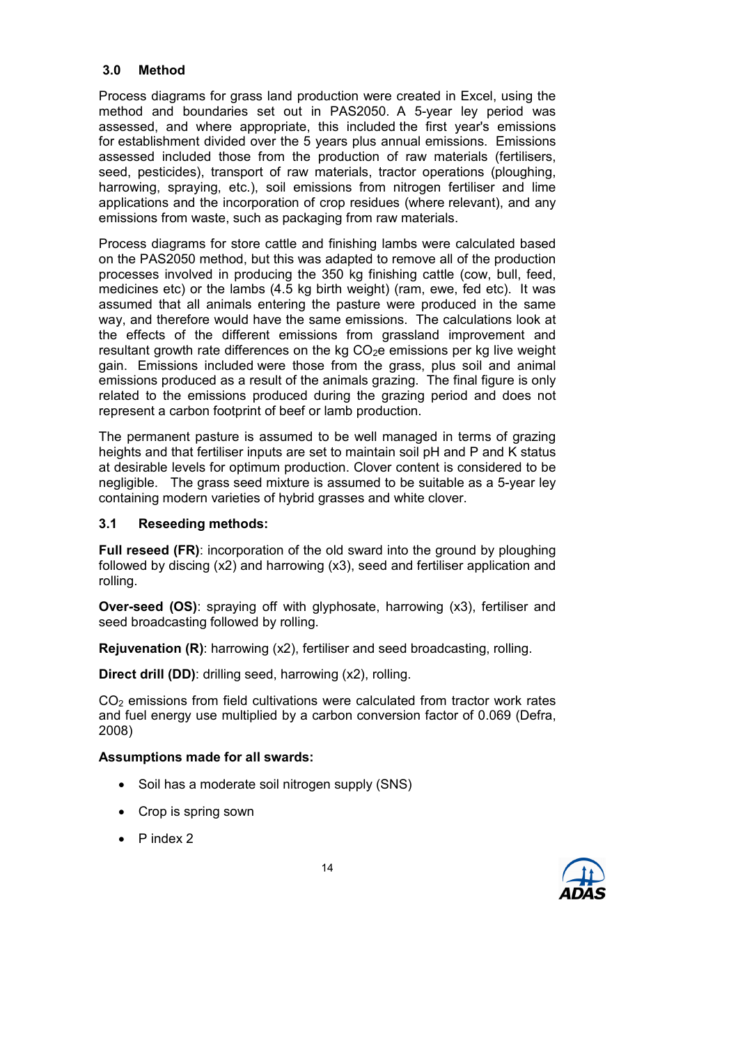## 3.0 Method

Process diagrams for grass land production were created in Excel, using the method and boundaries set out in PAS2050. A 5-year ley period was assessed, and where appropriate, this included the first year's emissions for establishment divided over the 5 years plus annual emissions. Emissions assessed included those from the production of raw materials (fertilisers, seed, pesticides), transport of raw materials, tractor operations (ploughing, harrowing, spraying, etc.), soil emissions from nitrogen fertiliser and lime applications and the incorporation of crop residues (where relevant), and any emissions from waste, such as packaging from raw materials.

Process diagrams for store cattle and finishing lambs were calculated based on the PAS2050 method, but this was adapted to remove all of the production processes involved in producing the 350 kg finishing cattle (cow, bull, feed, medicines etc) or the lambs (4.5 kg birth weight) (ram, ewe, fed etc). It was assumed that all animals entering the pasture were produced in the same way, and therefore would have the same emissions. The calculations look at the effects of the different emissions from grassland improvement and resultant growth rate differences on the kg $CO_2e$ emissions per kg live weight gain. Emissions included were those from the grass, plus soil and animal emissions produced as a result of the animals grazing. The final figure is only related to the emissions produced during the grazing period and does not represent a carbon footprint of beef or lamb production.

The permanent pasture is assumed to be well managed in terms of grazing heights and that fertiliser inputs are set to maintain soil pH and P and K status at desirable levels for optimum production. Clover content is considered to be negligible. The grass seed mixture is assumed to be suitable as a 5-year ley containing modern varieties of hybrid grasses and white clover.

### 3.1 Reseeding methods:

**Full reseed (FR)**: incorporation of the old sward into the ground by ploughing followed by discing (x2) and harrowing (x3), seed and fertiliser application and rolling.

**Over-seed (OS)**: spraying off with glyphosate, harrowing (x3), fertiliser and seed broadcasting followed by rolling.

**Rejuvenation (R)**: harrowing (x2), fertiliser and seed broadcasting, rolling.

**Direct drill (DD)**: drilling seed, harrowing (x2), rolling.

$CO_2$ emissions from field cultivations were calculated from tractor work rates and fuel energy use multiplied by a carbon conversion factor of 0.069 (Defra, 2008)

**Assumptions made for all swards:**

- Soil has a moderate soil nitrogen supply (SNS)
- Crop is spring sown
- P index 2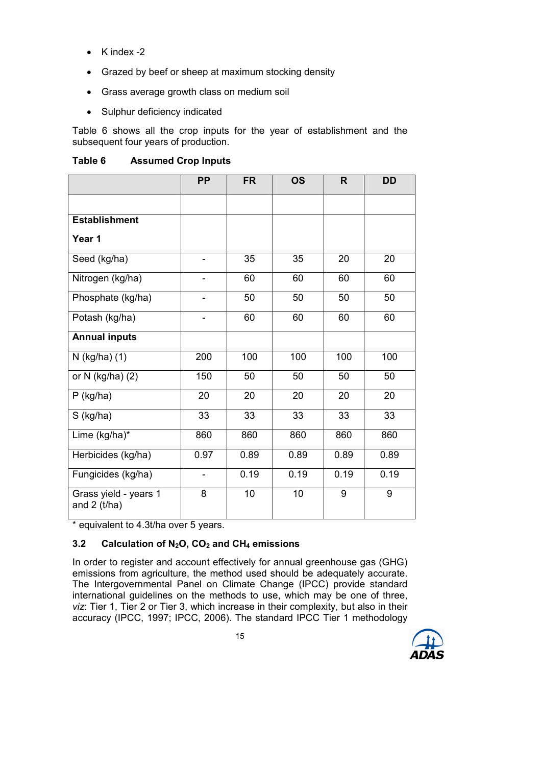- K index -2
- Grazed by beef or sheep at maximum stocking density
- Grass average growth class on medium soil
- Sulphur deficiency indicated

Table 6 shows all the crop inputs for the year of establishment and the subsequent four years of production.

**Table 6 Assumed Crop Inputs**

| | PP | FR | OS | R | DD |
|---|---|---|---|---|---|
| | | | | | |
| **Establishment**<br>**Year 1** | | | | | |
| Seed (kg/ha) | - | 35 | 35 | 20 | 20 |
| Nitrogen (kg/ha) | - | 60 | 60 | 60 | 60 |
| Phosphate (kg/ha) | - | 50 | 50 | 50 | 50 |
| Potash (kg/ha) | - | 60 | 60 | 60 | 60 |
| **Annual inputs** | | | | | |
| N (kg/ha) (1) | 200 | 100 | 100 | 100 | 100 |
| or N (kg/ha) (2) | 150 | 50 | 50 | 50 | 50 |
| P (kg/ha) | 20 | 20 | 20 | 20 | 20 |
| S (kg/ha) | 33 | 33 | 33 | 33 | 33 |
| Lime (kg/ha)* | 860 | 860 | 860 | 860 | 860 |
| Herbicides (kg/ha) | 0.97 | 0.89 | 0.89 | 0.89 | 0.89 |
| Fungicides (kg/ha) | - | 0.19 | 0.19 | 0.19 | 0.19 |
| Grass yield - years 1 and 2 (t/ha) | 8 | 10 | 10 | 9 | 9 |

\* equivalent to 4.3t/ha over 5 years.

### 3.2 Calculation of $N_2O$, $CO_2$ and $CH_4$ emissions

In order to register and account effectively for annual greenhouse gas (GHG) emissions from agriculture, the method used should be adequately accurate. The Intergovernmental Panel on Climate Change (IPCC) provide standard international guidelines on the methods to use, which may be one of three, *viz*: Tier 1, Tier 2 or Tier 3, which increase in their complexity, but also in their accuracy (IPCC, 1997; IPCC, 2006). The standard IPCC Tier 1 methodology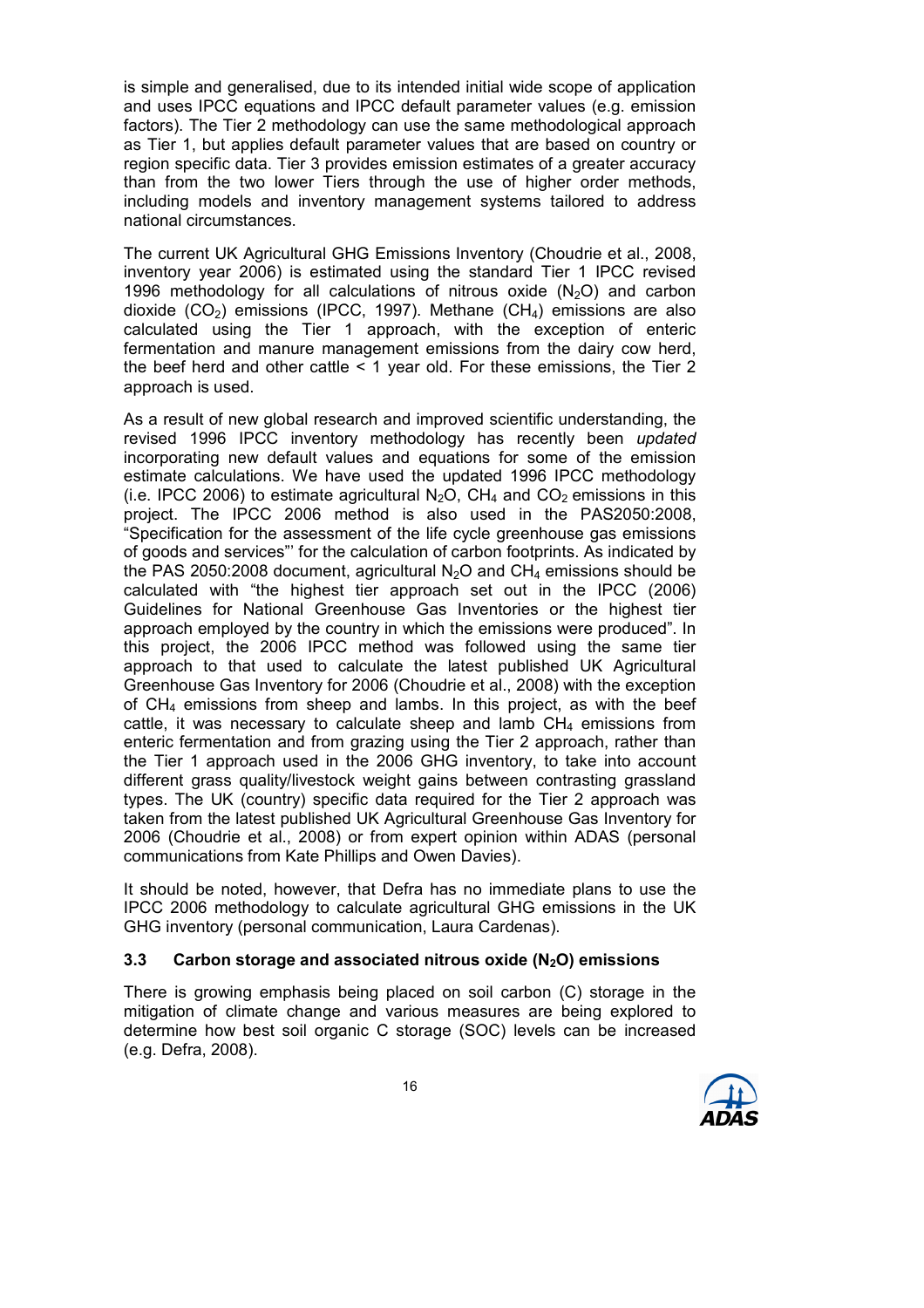is simple and generalised, due to its intended initial wide scope of application and uses IPCC equations and IPCC default parameter values (e.g. emission factors). The Tier 2 methodology can use the same methodological approach as Tier 1, but applies default parameter values that are based on country or region specific data. Tier 3 provides emission estimates of a greater accuracy than from the two lower Tiers through the use of higher order methods, including models and inventory management systems tailored to address national circumstances.

The current UK Agricultural GHG Emissions Inventory (Choudrie et al., 2008, inventory year 2006) is estimated using the standard Tier 1 IPCC revised 1996 methodology for all calculations of nitrous oxide ($N_2O$) and carbon dioxide ($CO_2$) emissions (IPCC, 1997). Methane ($CH_4$) emissions are also calculated using the Tier 1 approach, with the exception of enteric fermentation and manure management emissions from the dairy cow herd, the beef herd and other cattle < 1 year old. For these emissions, the Tier 2 approach is used.

As a result of new global research and improved scientific understanding, the revised 1996 IPCC inventory methodology has recently been *updated* incorporating new default values and equations for some of the emission estimate calculations. We have used the updated 1996 IPCC methodology (i.e. IPCC 2006) to estimate agricultural $N_2O$, $CH_4$ and $CO_2$ emissions in this project. The IPCC 2006 method is also used in the PAS2050:2008, "Specification for the assessment of the life cycle greenhouse gas emissions of goods and services"' for the calculation of carbon footprints. As indicated by the PAS 2050:2008 document, agricultural $N_2O$ and $CH_4$ emissions should be calculated with "the highest tier approach set out in the IPCC (2006) Guidelines for National Greenhouse Gas Inventories or the highest tier approach employed by the country in which the emissions were produced". In this project, the 2006 IPCC method was followed using the same tier approach to that used to calculate the latest published UK Agricultural Greenhouse Gas Inventory for 2006 (Choudrie et al., 2008) with the exception of $CH_4$ emissions from sheep and lambs. In this project, as with the beef cattle, it was necessary to calculate sheep and lamb $CH_4$ emissions from enteric fermentation and from grazing using the Tier 2 approach, rather than the Tier 1 approach used in the 2006 GHG inventory, to take into account different grass quality/livestock weight gains between contrasting grassland types. The UK (country) specific data required for the Tier 2 approach was taken from the latest published UK Agricultural Greenhouse Gas Inventory for 2006 (Choudrie et al., 2008) or from expert opinion within ADAS (personal communications from Kate Phillips and Owen Davies).

It should be noted, however, that Defra has no immediate plans to use the IPCC 2006 methodology to calculate agricultural GHG emissions in the UK GHG inventory (personal communication, Laura Cardenas).

### 3.3 Carbon storage and associated nitrous oxide ($N_2O$) emissions

There is growing emphasis being placed on soil carbon (C) storage in the mitigation of climate change and various measures are being explored to determine how best soil organic C storage (SOC) levels can be increased (e.g. Defra, 2008).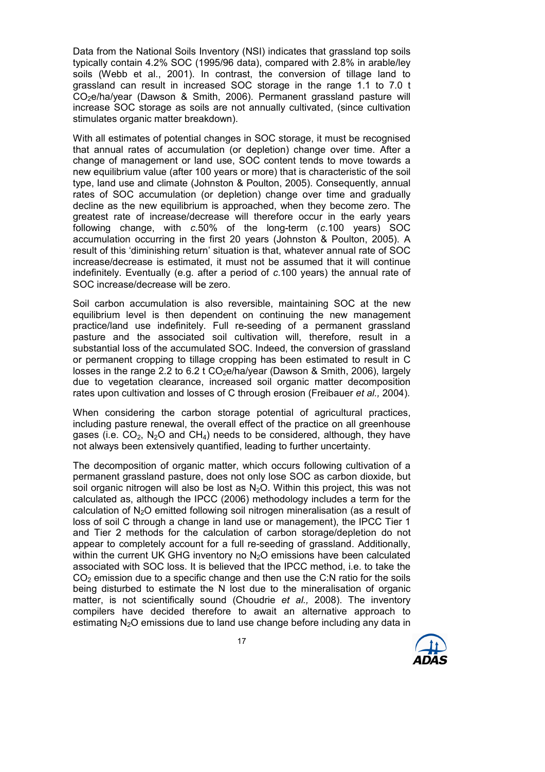Data from the National Soils Inventory (NSI) indicates that grassland top soils typically contain 4.2% SOC (1995/96 data), compared with 2.8% in arable/ley soils (Webb et al., 2001). In contrast, the conversion of tillage land to grassland can result in increased SOC storage in the range 1.1 to 7.0 t $CO_2$e/ha/year (Dawson & Smith, 2006). Permanent grassland pasture will increase SOC storage as soils are not annually cultivated, (since cultivation stimulates organic matter breakdown).

With all estimates of potential changes in SOC storage, it must be recognised that annual rates of accumulation (or depletion) change over time. After a change of management or land use, SOC content tends to move towards a new equilibrium value (after 100 years or more) that is characteristic of the soil type, land use and climate (Johnston & Poulton, 2005). Consequently, annual rates of SOC accumulation (or depletion) change over time and gradually decline as the new equilibrium is approached, when they become zero. The greatest rate of increase/decrease will therefore occur in the early years following change, with *c.*50% of the long-term (*c.*100 years) SOC accumulation occurring in the first 20 years (Johnston & Poulton, 2005). A result of this 'diminishing return' situation is that, whatever annual rate of SOC increase/decrease is estimated, it must not be assumed that it will continue indefinitely. Eventually (e.g. after a period of *c.*100 years) the annual rate of SOC increase/decrease will be zero.

Soil carbon accumulation is also reversible, maintaining SOC at the new equilibrium level is then dependent on continuing the new management practice/land use indefinitely. Full re-seeding of a permanent grassland pasture and the associated soil cultivation will, therefore, result in a substantial loss of the accumulated SOC. Indeed, the conversion of grassland or permanent cropping to tillage cropping has been estimated to result in C losses in the range 2.2 to 6.2 t $CO_2$e/ha/year (Dawson & Smith, 2006), largely due to vegetation clearance, increased soil organic matter decomposition rates upon cultivation and losses of C through erosion (Freibauer *et al.,* 2004).

When considering the carbon storage potential of agricultural practices, including pasture renewal, the overall effect of the practice on all greenhouse gases (i.e. $CO_2$, $N_2O$ and $CH_4$) needs to be considered, although, they have not always been extensively quantified, leading to further uncertainty.

The decomposition of organic matter, which occurs following cultivation of a permanent grassland pasture, does not only lose SOC as carbon dioxide, but soil organic nitrogen will also be lost as $N_2O$. Within this project, this was not calculated as, although the IPCC (2006) methodology includes a term for the calculation of $N_2O$ emitted following soil nitrogen mineralisation (as a result of loss of soil C through a change in land use or management), the IPCC Tier 1 and Tier 2 methods for the calculation of carbon storage/depletion do not appear to completely account for a full re-seeding of grassland. Additionally, within the current UK GHG inventory no $N_2O$ emissions have been calculated associated with SOC loss. It is believed that the IPCC method, i.e. to take the $CO_2$ emission due to a specific change and then use the C:N ratio for the soils being disturbed to estimate the N lost due to the mineralisation of organic matter, is not scientifically sound (Choudrie *et al.,* 2008). The inventory compilers have decided therefore to await an alternative approach to estimating $N_2O$ emissions due to land use change before including any data in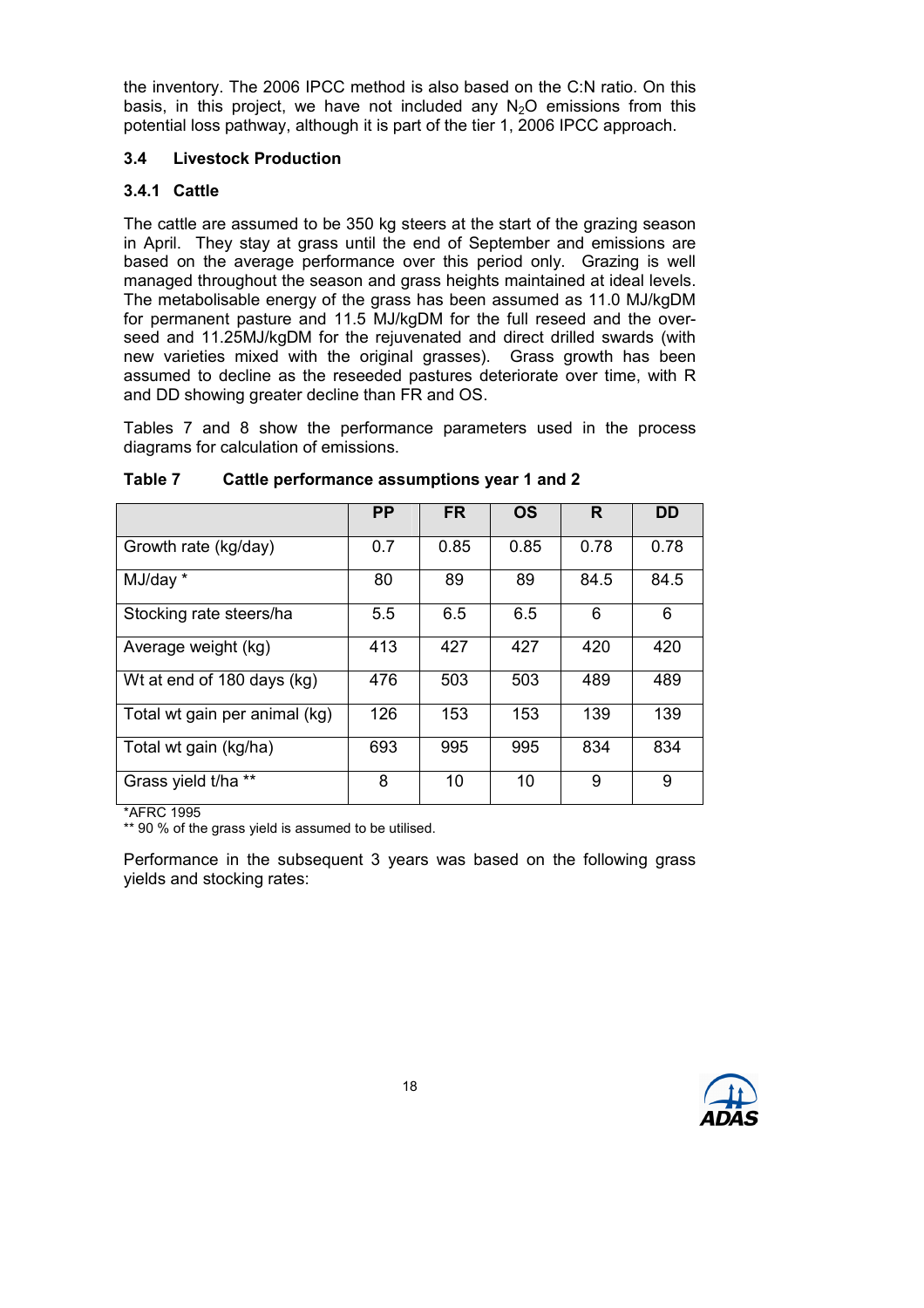the inventory. The 2006 IPCC method is also based on the C:N ratio. On this basis, in this project, we have not included any $N_2O$ emissions from this potential loss pathway, although it is part of the tier 1, 2006 IPCC approach.

### 3.4 Livestock Production

#### 3.4.1 Cattle

The cattle are assumed to be 350 kg steers at the start of the grazing season in April. They stay at grass until the end of September and emissions are based on the average performance over this period only. Grazing is well managed throughout the season and grass heights maintained at ideal levels. The metabolisable energy of the grass has been assumed as 11.0 MJ/kgDM for permanent pasture and 11.5 MJ/kgDM for the full reseed and the over-seed and 11.25MJ/kgDM for the rejuvenated and direct drilled swards (with new varieties mixed with the original grasses). Grass growth has been assumed to decline as the reseeded pastures deteriorate over time, with R and DD showing greater decline than FR and OS.

Tables 7 and 8 show the performance parameters used in the process diagrams for calculation of emissions.

**Table 7 Cattle performance assumptions year 1 and 2**

| | PP | FR | OS | R | DD |
|---|---|---|---|---|---|
| Growth rate (kg/day) | 0.7 | 0.85 | 0.85 | 0.78 | 0.78 |
| MJ/day * | 80 | 89 | 89 | 84.5 | 84.5 |
| Stocking rate steers/ha | 5.5 | 6.5 | 6.5 | 6 | 6 |
| Average weight (kg) | 413 | 427 | 427 | 420 | 420 |
| Wt at end of 180 days (kg) | 476 | 503 | 503 | 489 | 489 |
| Total wt gain per animal (kg) | 126 | 153 | 153 | 139 | 139 |
| Total wt gain (kg/ha) | 693 | 995 | 995 | 834 | 834 |
| Grass yield t/ha ** | 8 | 10 | 10 | 9 | 9 |

*AFRC 1995
** 90 % of the grass yield is assumed to be utilised.

Performance in the subsequent 3 years was based on the following grass yields and stocking rates: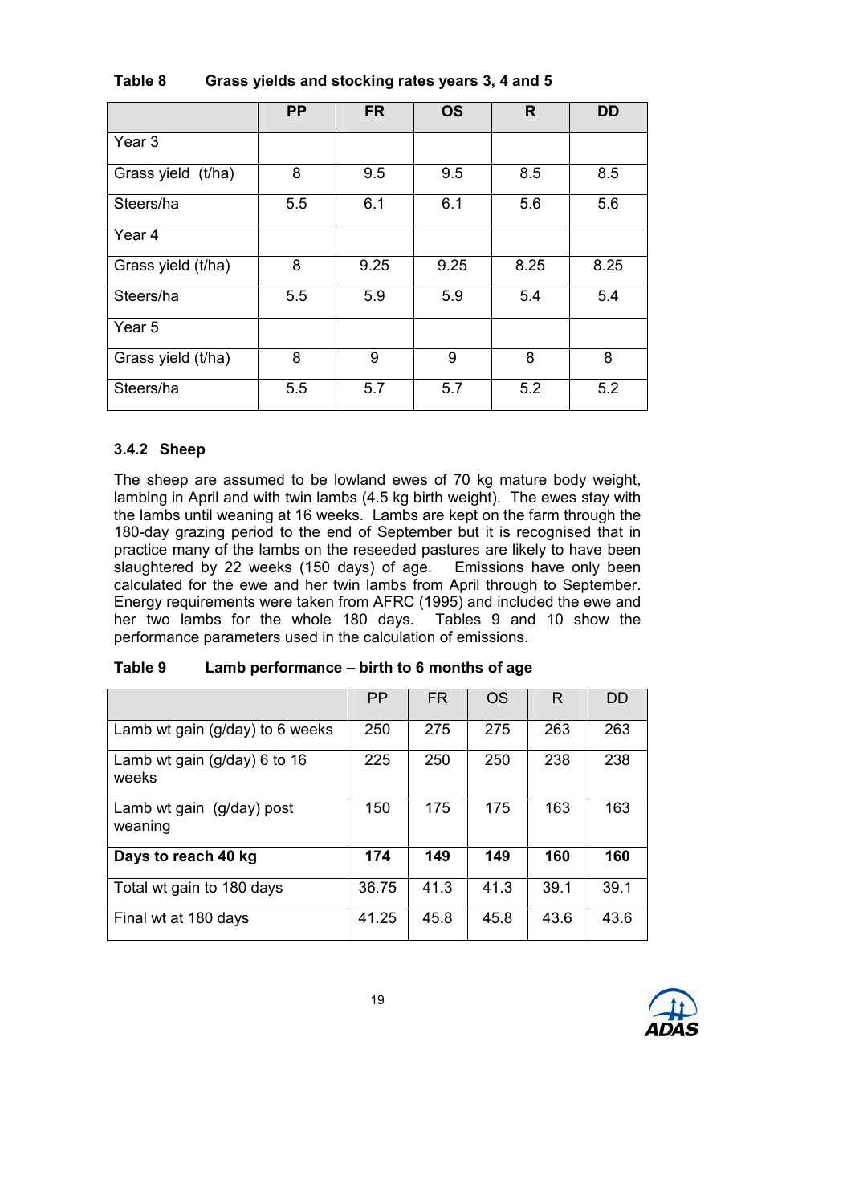**Table 8 Grass yields and stocking rates years 3, 4 and 5**

| | PP | FR | OS | R | DD |
|---|---|---|---|---|---|
| Year 3 | | | | | |
| Grass yield (t/ha) | 8 | 9.5 | 9.5 | 8.5 | 8.5 |
| Steers/ha | 5.5 | 6.1 | 6.1 | 5.6 | 5.6 |
| Year 4 | | | | | |
| Grass yield (t/ha) | 8 | 9.25 | 9.25 | 8.25 | 8.25 |
| Steers/ha | 5.5 | 5.9 | 5.9 | 5.4 | 5.4 |
| Year 5 | | | | | |
| Grass yield (t/ha) | 8 | 9 | 9 | 8 | 8 |
| Steers/ha | 5.5 | 5.7 | 5.7 | 5.2 | 5.2 |

### 3.4.2 Sheep

The sheep are assumed to be lowland ewes of 70 kg mature body weight, lambing in April and with twin lambs (4.5 kg birth weight). The ewes stay with the lambs until weaning at 16 weeks. Lambs are kept on the farm through the 180-day grazing period to the end of September but it is recognised that in practice many of the lambs on the reseeded pastures are likely to have been slaughtered by 22 weeks (150 days) of age. Emissions have only been calculated for the ewe and her twin lambs from April through to September. Energy requirements were taken from AFRC (1995) and included the ewe and her two lambs for the whole 180 days. Tables 9 and 10 show the performance parameters used in the calculation of emissions.

**Table 9 Lamb performance – birth to 6 months of age**

| | PP | FR | OS | R | DD |
|---|---|---|---|---|---|
| Lamb wt gain (g/day) to 6 weeks | 250 | 275 | 275 | 263 | 263 |
| Lamb wt gain (g/day) 6 to 16 weeks | 225 | 250 | 250 | 238 | 238 |
| Lamb wt gain (g/day) post weaning | 150 | 175 | 175 | 163 | 163 |
| **Days to reach 40 kg** | **174** | **149** | **149** | **160** | **160** |
| Total wt gain to 180 days | 36.75 | 41.3 | 41.3 | 39.1 | 39.1 |
| Final wt at 180 days | 41.25 | 45.8 | 45.8 | 43.6 | 43.6 |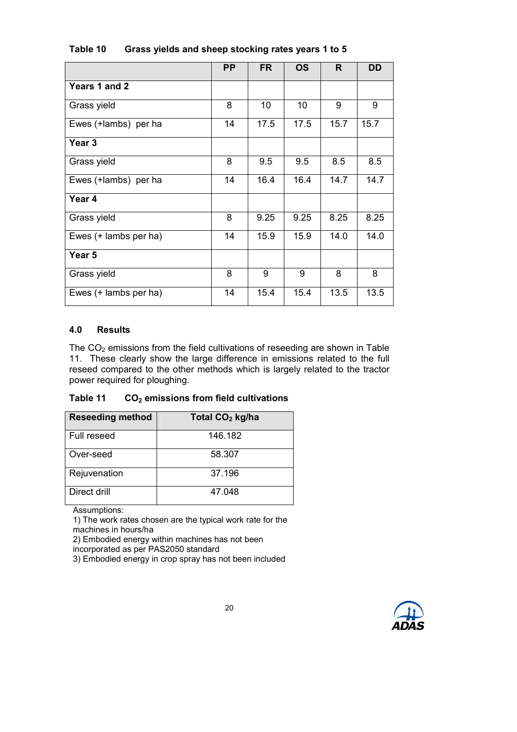**Table 10 Grass yields and sheep stocking rates years 1 to 5**

| | PP | FR | OS | R | DD |
|---|---|---|---|---|---|
| **Years 1 and 2** | | | | | |
| Grass yield | 8 | 10 | 10 | 9 | 9 |
| Ewes (+lambs) per ha | 14 | 17.5 | 17.5 | 15.7 | 15.7 |
| **Year 3** | | | | | |
| Grass yield | 8 | 9.5 | 9.5 | 8.5 | 8.5 |
| Ewes (+lambs) per ha | 14 | 16.4 | 16.4 | 14.7 | 14.7 |
| **Year 4** | | | | | |
| Grass yield | 8 | 9.25 | 9.25 | 8.25 | 8.25 |
| Ewes (+ lambs per ha) | 14 | 15.9 | 15.9 | 14.0 | 14.0 |
| **Year 5** | | | | | |
| Grass yield | 8 | 9 | 9 | 8 | 8 |
| Ewes (+ lambs per ha) | 14 | 15.4 | 15.4 | 13.5 | 13.5 |

## 4.0 Results

The $CO_2$ emissions from the field cultivations of reseeding are shown in Table 11. These clearly show the large difference in emissions related to the full reseed compared to the other methods which is largely related to the tractor power required for ploughing.

**Table 11 $CO_2$ emissions from field cultivations**

| Reseeding method | Total $CO_2$ kg/ha |
|---|---|
| Full reseed | 146.182 |
| Over-seed | 58.307 |
| Rejuvenation | 37.196 |
| Direct drill | 47.048 |

Assumptions:
1) The work rates chosen are the typical work rate for the machines in hours/ha
2) Embodied energy within machines has not been incorporated as per PAS2050 standard
3) Embodied energy in crop spray has not been included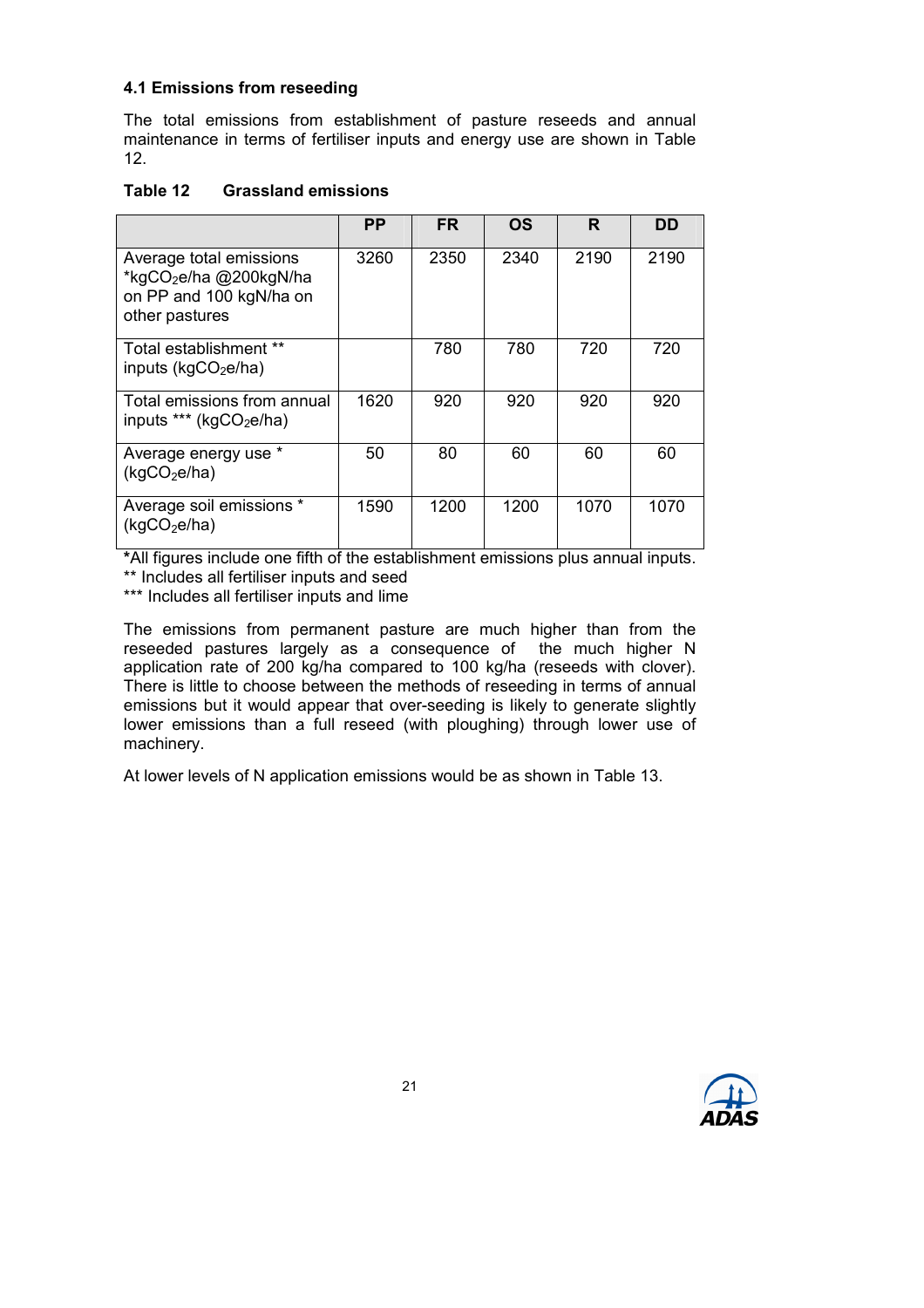### 4.1 Emissions from reseeding

The total emissions from establishment of pasture reseeds and annual maintenance in terms of fertiliser inputs and energy use are shown in Table 12.

**Table 12 Grassland emissions**

| | PP | FR | OS | R | DD |
|---|---|---|---|---|---|
| Average total emissions *$kgCO_2e/ha$ @200kgN/ha on PP and 100 kgN/ha on other pastures | 3260 | 2350 | 2340 | 2190 | 2190 |
| Total establishment ** inputs ($kgCO_2e/ha$) | | 780 | 780 | 720 | 720 |
| Total emissions from annual inputs *** ($kgCO_2e/ha$) | 1620 | 920 | 920 | 920 | 920 |
| Average energy use * ($kgCO_2e/ha$) | 50 | 80 | 60 | 60 | 60 |
| Average soil emissions * ($kgCO_2e/ha$) | 1590 | 1200 | 1200 | 1070 | 1070 |

*All figures include one fifth of the establishment emissions plus annual inputs.
** Includes all fertiliser inputs and seed
*** Includes all fertiliser inputs and lime

The emissions from permanent pasture are much higher than from the reseeded pastures largely as a consequence of the much higher N application rate of 200 kg/ha compared to 100 kg/ha (reseeds with clover). There is little to choose between the methods of reseeding in terms of annual emissions but it would appear that over-seeding is likely to generate slightly lower emissions than a full reseed (with ploughing) through lower use of machinery.

At lower levels of N application emissions would be as shown in Table 13.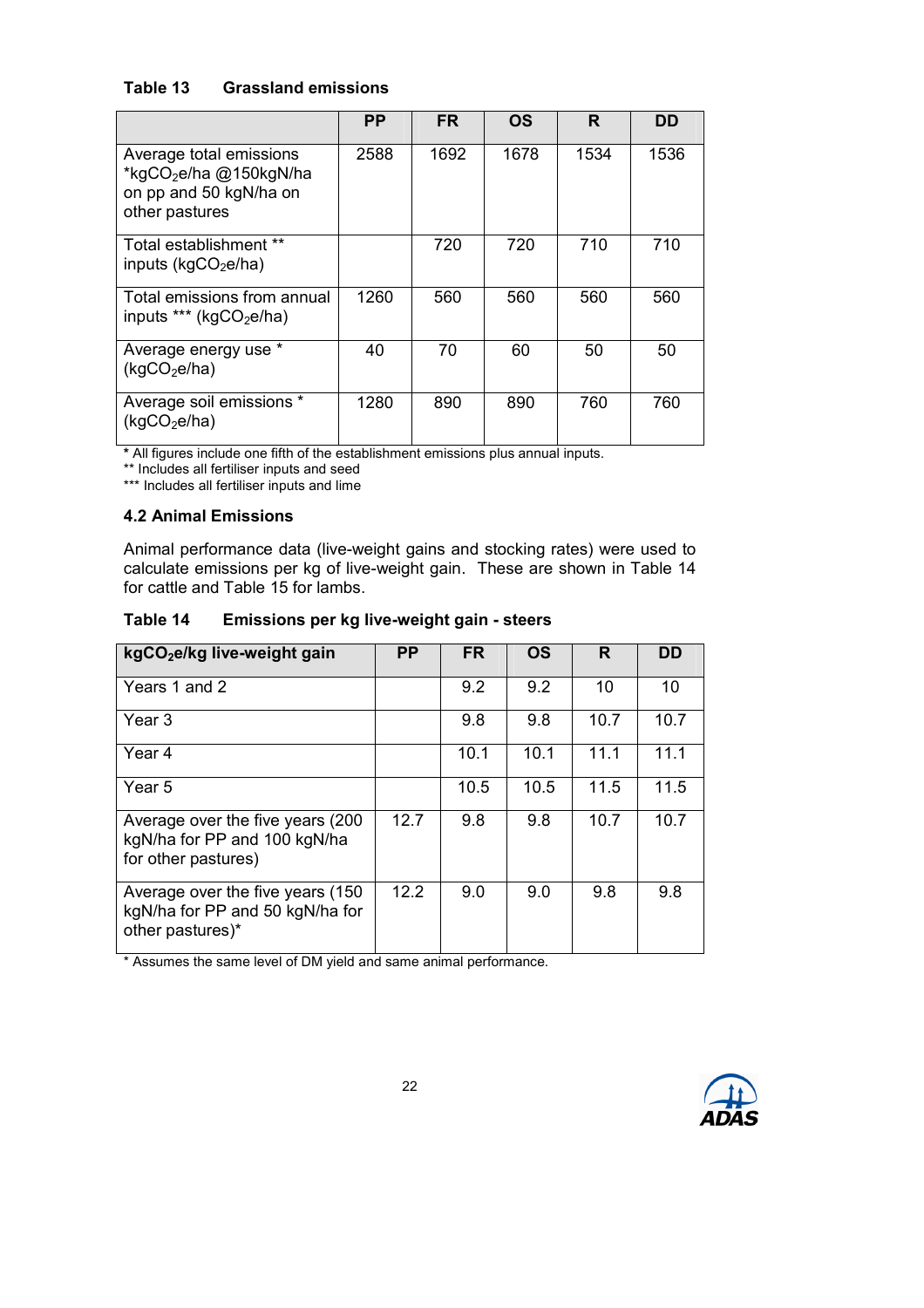**Table 13 Grassland emissions**

| | PP | FR | OS | R | DD |
|---|---|---|---|---|---|
| Average total emissions *$kgCO_2e$/ha @150kgN/ha on pp and 50 kgN/ha on other pastures | 2588 | 1692 | 1678 | 1534 | 1536 |
| Total establishment ** inputs ($kgCO_2e$/ha) | | 720 | 720 | 710 | 710 |
| Total emissions from annual inputs *** ($kgCO_2e$/ha) | 1260 | 560 | 560 | 560 | 560 |
| Average energy use * ($kgCO_2e$/ha) | 40 | 70 | 60 | 50 | 50 |
| Average soil emissions * ($kgCO_2e$/ha) | 1280 | 890 | 890 | 760 | 760 |

* All figures include one fifth of the establishment emissions plus annual inputs.
** Includes all fertiliser inputs and seed
*** Includes all fertiliser inputs and lime

### 4.2 Animal Emissions

Animal performance data (live-weight gains and stocking rates) were used to calculate emissions per kg of live-weight gain. These are shown in Table 14 for cattle and Table 15 for lambs.

**Table 14 Emissions per kg live-weight gain - steers**

| $kgCO_2e$/kg live-weight gain | PP | FR | OS | R | DD |
|---|---|---|---|---|---|
| Years 1 and 2 | | 9.2 | 9.2 | 10 | 10 |
| Year 3 | | 9.8 | 9.8 | 10.7 | 10.7 |
| Year 4 | | 10.1 | 10.1 | 11.1 | 11.1 |
| Year 5 | | 10.5 | 10.5 | 11.5 | 11.5 |
| Average over the five years (200 kgN/ha for PP and 100 kgN/ha for other pastures) | 12.7 | 9.8 | 9.8 | 10.7 | 10.7 |
| Average over the five years (150 kgN/ha for PP and 50 kgN/ha for other pastures)* | 12.2 | 9.0 | 9.0 | 9.8 | 9.8 |

* Assumes the same level of DM yield and same animal performance.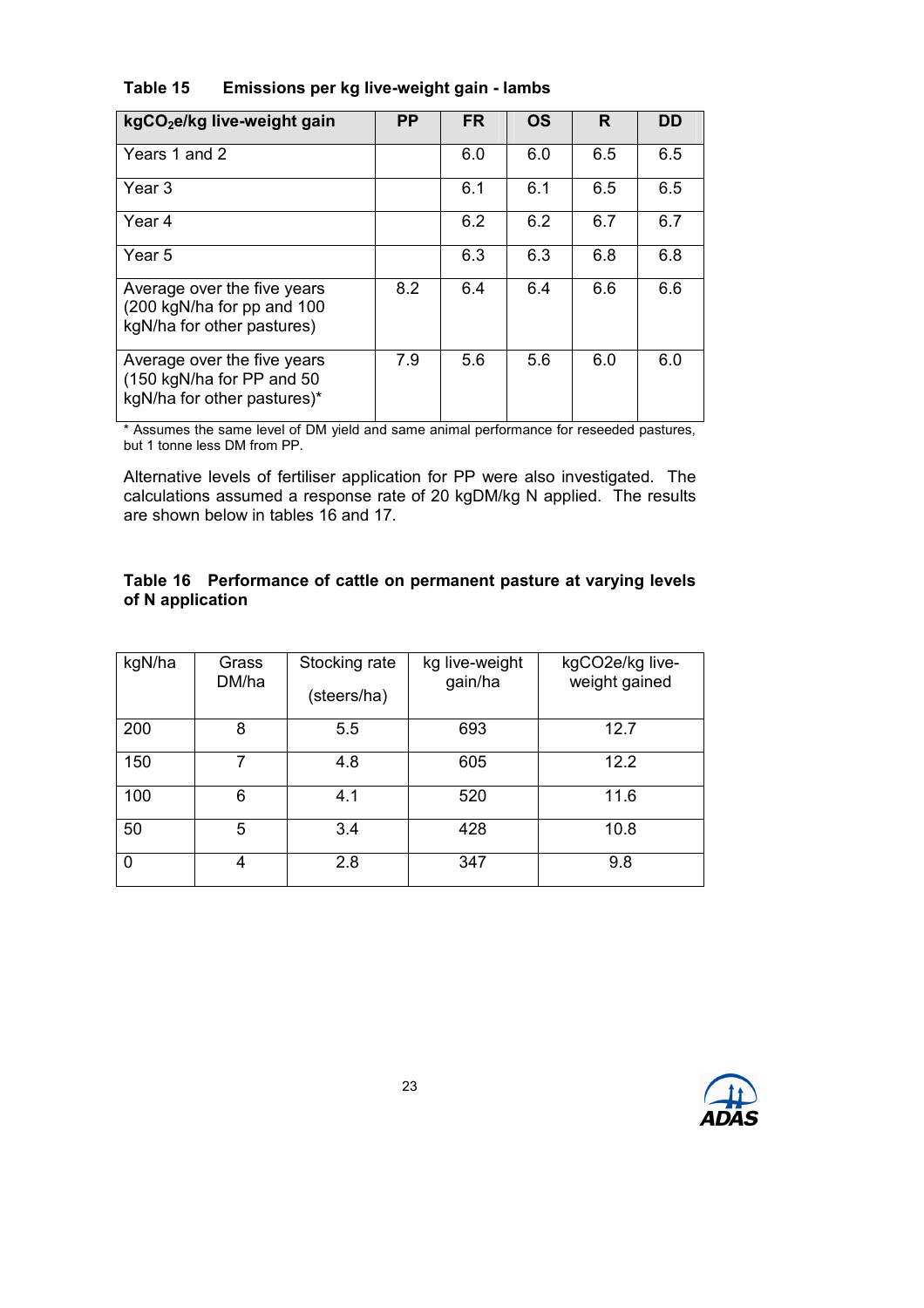**Table 15 Emissions per kg live-weight gain - lambs**

| $kgCO_2e$/kg live-weight gain | PP | FR | OS | R | DD |
|---|---|---|---|---|---|
| Years 1 and 2 | | 6.0 | 6.0 | 6.5 | 6.5 |
| Year 3 | | 6.1 | 6.1 | 6.5 | 6.5 |
| Year 4 | | 6.2 | 6.2 | 6.7 | 6.7 |
| Year 5 | | 6.3 | 6.3 | 6.8 | 6.8 |
| Average over the five years (200 kgN/ha for pp and 100 kgN/ha for other pastures) | 8.2 | 6.4 | 6.4 | 6.6 | 6.6 |
| Average over the five years (150 kgN/ha for PP and 50 kgN/ha for other pastures)* | 7.9 | 5.6 | 5.6 | 6.0 | 6.0 |

\* Assumes the same level of DM yield and same animal performance for reseeded pastures, but 1 tonne less DM from PP.

Alternative levels of fertiliser application for PP were also investigated. The calculations assumed a response rate of 20 kgDM/kg N applied. The results are shown below in tables 16 and 17.

**Table 16 Performance of cattle on permanent pasture at varying levels of N application**

| kgN/ha | Grass DM/ha | Stocking rate (steers/ha) | kg live-weight gain/ha | kgCO2e/kg live-weight gained |
|---|---|---|---|---|
| 200 | 8 | 5.5 | 693 | 12.7 |
| 150 | 7 | 4.8 | 605 | 12.2 |
| 100 | 6 | 4.1 | 520 | 11.6 |
| 50 | 5 | 3.4 | 428 | 10.8 |
| 0 | 4 | 2.8 | 347 | 9.8 |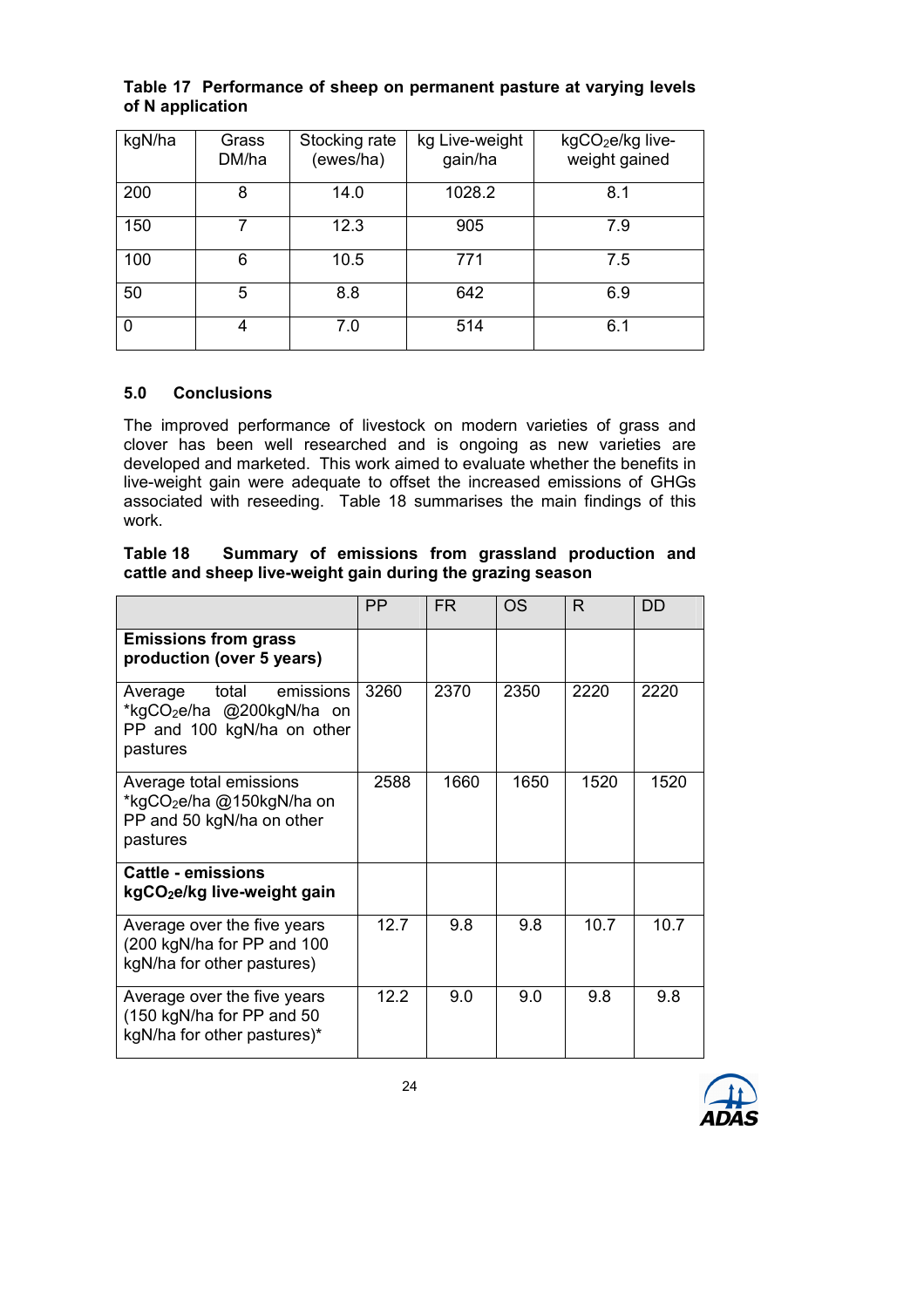**Table 17 Performance of sheep on permanent pasture at varying levels of N application**

| kgN/ha | Grass DM/ha | Stocking rate (ewes/ha) | kg Live-weight gain/ha | $kgCO_2e$/kg live-weight gained |
|---|---|---|---|---|
| 200 | 8 | 14.0 | 1028.2 | 8.1 |
| 150 | 7 | 12.3 | 905 | 7.9 |
| 100 | 6 | 10.5 | 771 | 7.5 |
| 50 | 5 | 8.8 | 642 | 6.9 |
| 0 | 4 | 7.0 | 514 | 6.1 |

## 5.0 Conclusions

The improved performance of livestock on modern varieties of grass and clover has been well researched and is ongoing as new varieties are developed and marketed. This work aimed to evaluate whether the benefits in live-weight gain were adequate to offset the increased emissions of GHGs associated with reseeding. Table 18 summarises the main findings of this work.

**Table 18 Summary of emissions from grassland production and cattle and sheep live-weight gain during the grazing season**

| | PP | FR | OS | R | DD |
|---|---|---|---|---|---|
| **Emissions from grass production (over 5 years)** | | | | | |
| Average total emissions *$kgCO_2e$/ha @200kgN/ha on PP and 100 kgN/ha on other pastures | 3260 | 2370 | 2350 | 2220 | 2220 |
| Average total emissions *$kgCO_2e$/ha @150kgN/ha on PP and 50 kgN/ha on other pastures | 2588 | 1660 | 1650 | 1520 | 1520 |
| **Cattle - emissions $kgCO_2e$/kg live-weight gain** | | | | | |
| Average over the five years (200 kgN/ha for PP and 100 kgN/ha for other pastures) | 12.7 | 9.8 | 9.8 | 10.7 | 10.7 |
| Average over the five years (150 kgN/ha for PP and 50 kgN/ha for other pastures)* | 12.2 | 9.0 | 9.0 | 9.8 | 9.8 |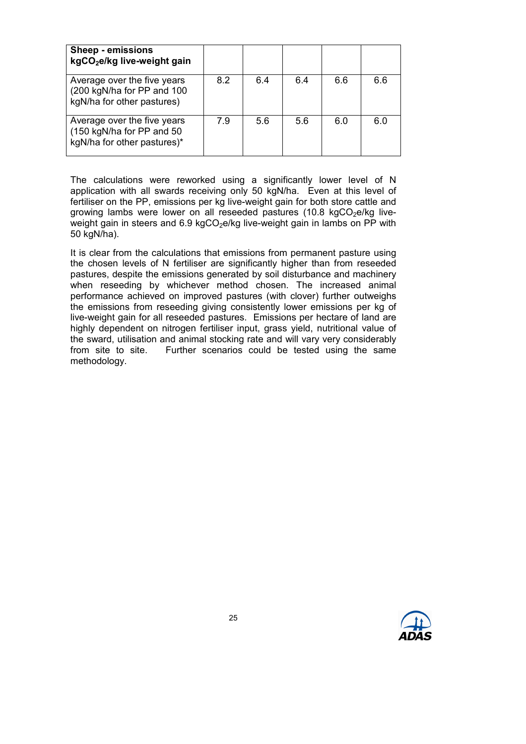| **Sheep - emissions $kgCO_2e/kg$ live-weight gain** | | | | | |
|---|---|---|---|---|---|
| Average over the five years (200 kgN/ha for PP and 100 kgN/ha for other pastures) | 8.2 | 6.4 | 6.4 | 6.6 | 6.6 |
| Average over the five years (150 kgN/ha for PP and 50 kgN/ha for other pastures)* | 7.9 | 5.6 | 5.6 | 6.0 | 6.0 |

The calculations were reworked using a significantly lower level of N application with all swards receiving only 50 kgN/ha. Even at this level of fertiliser on the PP, emissions per kg live-weight gain for both store cattle and growing lambs were lower on all reseeded pastures (10.8 $kgCO_2e/kg$ live-weight gain in steers and 6.9 $kgCO_2e/kg$ live-weight gain in lambs on PP with 50 kgN/ha).

It is clear from the calculations that emissions from permanent pasture using the chosen levels of N fertiliser are significantly higher than from reseeded pastures, despite the emissions generated by soil disturbance and machinery when reseeding by whichever method chosen. The increased animal performance achieved on improved pastures (with clover) further outweighs the emissions from reseeding giving consistently lower emissions per kg of live-weight gain for all reseeded pastures. Emissions per hectare of land are highly dependent on nitrogen fertiliser input, grass yield, nutritional value of the sward, utilisation and animal stocking rate and will vary very considerably from site to site. Further scenarios could be tested using the same methodology.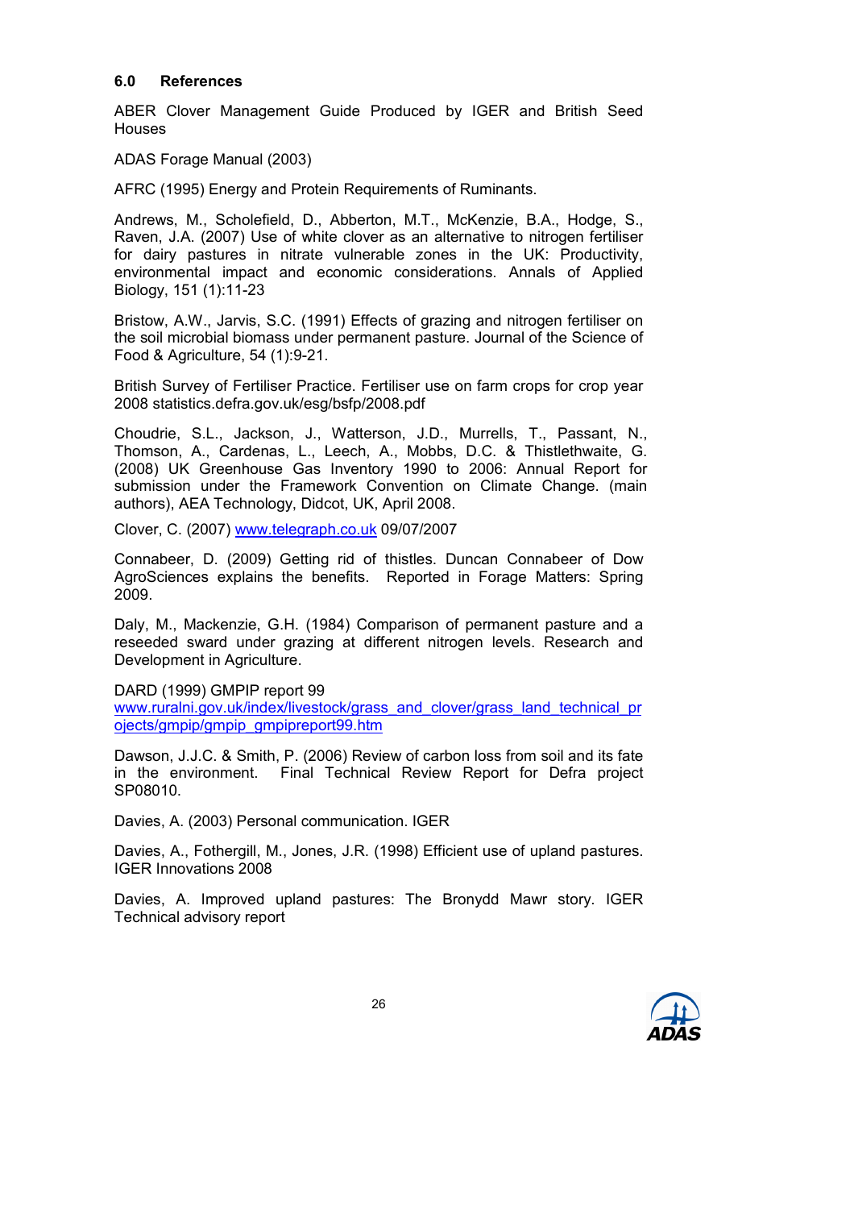## 6.0 References

ABER Clover Management Guide Produced by IGER and British Seed Houses

ADAS Forage Manual (2003)

AFRC (1995) Energy and Protein Requirements of Ruminants.

Andrews, M., Scholefield, D., Abberton, M.T., McKenzie, B.A., Hodge, S., Raven, J.A. (2007) Use of white clover as an alternative to nitrogen fertiliser for dairy pastures in nitrate vulnerable zones in the UK: Productivity, environmental impact and economic considerations. Annals of Applied Biology, 151 (1):11-23

Bristow, A.W., Jarvis, S.C. (1991) Effects of grazing and nitrogen fertiliser on the soil microbial biomass under permanent pasture. Journal of the Science of Food & Agriculture, 54 (1):9-21.

British Survey of Fertiliser Practice. Fertiliser use on farm crops for crop year 2008 statistics.defra.gov.uk/esg/bsfp/2008.pdf

Choudrie, S.L., Jackson, J., Watterson, J.D., Murrells, T., Passant, N., Thomson, A., Cardenas, L., Leech, A., Mobbs, D.C. & Thistlethwaite, G. (2008) UK Greenhouse Gas Inventory 1990 to 2006: Annual Report for submission under the Framework Convention on Climate Change. (main authors), AEA Technology, Didcot, UK, April 2008.

Clover, C. (2007) www.telegraph.co.uk 09/07/2007

Connabeer, D. (2009) Getting rid of thistles. Duncan Connabeer of Dow AgroSciences explains the benefits. Reported in Forage Matters: Spring 2009.

Daly, M., Mackenzie, G.H. (1984) Comparison of permanent pasture and a reseeded sward under grazing at different nitrogen levels. Research and Development in Agriculture.

DARD (1999) GMPIP report 99
www.ruralni.gov.uk/index/livestock/grass_and_clover/grass_land_technical_projects/gmpip/gmpip_gmpipreport99.htm

Dawson, J.J.C. & Smith, P. (2006) Review of carbon loss from soil and its fate in the environment. Final Technical Review Report for Defra project SP08010.

Davies, A. (2003) Personal communication. IGER

Davies, A., Fothergill, M., Jones, J.R. (1998) Efficient use of upland pastures. IGER Innovations 2008

Davies, A. Improved upland pastures: The Bronydd Mawr story. IGER Technical advisory report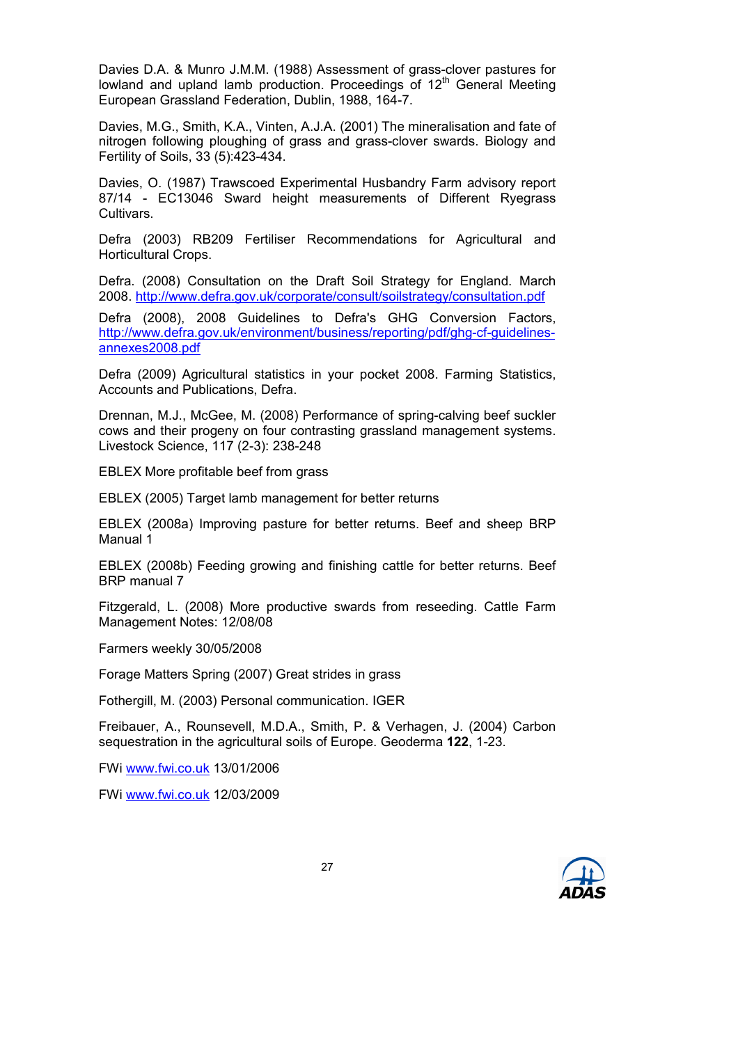Davies D.A. & Munro J.M.M. (1988) Assessment of grass-clover pastures for lowland and upland lamb production. Proceedings of 12th General Meeting European Grassland Federation, Dublin, 1988, 164-7.

Davies, M.G., Smith, K.A., Vinten, A.J.A. (2001) The mineralisation and fate of nitrogen following ploughing of grass and grass-clover swards. Biology and Fertility of Soils, 33 (5):423-434.

Davies, O. (1987) Trawscoed Experimental Husbandry Farm advisory report 87/14 - EC13046 Sward height measurements of Different Ryegrass Cultivars.

Defra (2003) RB209 Fertiliser Recommendations for Agricultural and Horticultural Crops.

Defra. (2008) Consultation on the Draft Soil Strategy for England. March 2008. http://www.defra.gov.uk/corporate/consult/soilstrategy/consultation.pdf

Defra (2008), 2008 Guidelines to Defra's GHG Conversion Factors, http://www.defra.gov.uk/environment/business/reporting/pdf/ghg-cf-guidelines-annexes2008.pdf

Defra (2009) Agricultural statistics in your pocket 2008. Farming Statistics, Accounts and Publications, Defra.

Drennan, M.J., McGee, M. (2008) Performance of spring-calving beef suckler cows and their progeny on four contrasting grassland management systems. Livestock Science, 117 (2-3): 238-248

EBLEX More profitable beef from grass

EBLEX (2005) Target lamb management for better returns

EBLEX (2008a) Improving pasture for better returns. Beef and sheep BRP Manual 1

EBLEX (2008b) Feeding growing and finishing cattle for better returns. Beef BRP manual 7

Fitzgerald, L. (2008) More productive swards from reseeding. Cattle Farm Management Notes: 12/08/08

Farmers weekly 30/05/2008

Forage Matters Spring (2007) Great strides in grass

Fothergill, M. (2003) Personal communication. IGER

Freibauer, A., Rounsevell, M.D.A., Smith, P. & Verhagen, J. (2004) Carbon sequestration in the agricultural soils of Europe. Geoderma **122**, 1-23.

FWi www.fwi.co.uk 13/01/2006

FWi www.fwi.co.uk 12/03/2009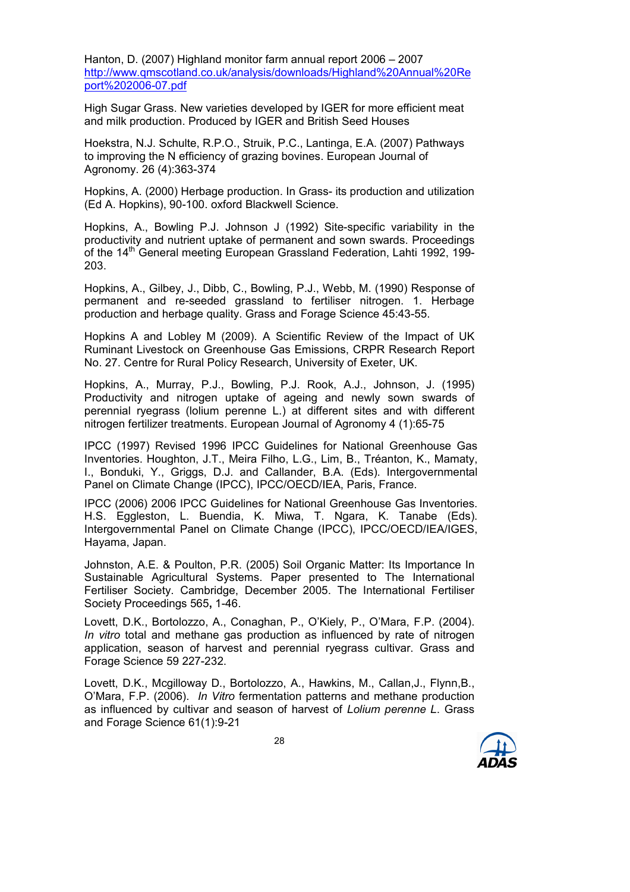Hanton, D. (2007) Highland monitor farm annual report 2006 – 2007 http://www.qmscotland.co.uk/analysis/downloads/Highland%20Annual%20Report%202006-07.pdf

High Sugar Grass. New varieties developed by IGER for more efficient meat and milk production. Produced by IGER and British Seed Houses

Hoekstra, N.J. Schulte, R.P.O., Struik, P.C., Lantinga, E.A. (2007) Pathways to improving the N efficiency of grazing bovines. European Journal of Agronomy. 26 (4):363-374

Hopkins, A. (2000) Herbage production. In Grass- its production and utilization (Ed A. Hopkins), 90-100. oxford Blackwell Science.

Hopkins, A., Bowling P.J. Johnson J (1992) Site-specific variability in the productivity and nutrient uptake of permanent and sown swards. Proceedings of the 14th General meeting European Grassland Federation, Lahti 1992, 199-203.

Hopkins, A., Gilbey, J., Dibb, C., Bowling, P.J., Webb, M. (1990) Response of permanent and re-seeded grassland to fertiliser nitrogen. 1. Herbage production and herbage quality. Grass and Forage Science 45:43-55.

Hopkins A and Lobley M (2009). A Scientific Review of the Impact of UK Ruminant Livestock on Greenhouse Gas Emissions, CRPR Research Report No. 27. Centre for Rural Policy Research, University of Exeter, UK.

Hopkins, A., Murray, P.J., Bowling, P.J. Rook, A.J., Johnson, J. (1995) Productivity and nitrogen uptake of ageing and newly sown swards of perennial ryegrass (lolium perenne L.) at different sites and with different nitrogen fertilizer treatments. European Journal of Agronomy 4 (1):65-75

IPCC (1997) Revised 1996 IPCC Guidelines for National Greenhouse Gas Inventories. Houghton, J.T., Meira Filho, L.G., Lim, B., Tréanton, K., Mamaty, I., Bonduki, Y., Griggs, D.J. and Callander, B.A. (Eds). Intergovernmental Panel on Climate Change (IPCC), IPCC/OECD/IEA, Paris, France.

IPCC (2006) 2006 IPCC Guidelines for National Greenhouse Gas Inventories. H.S. Eggleston, L. Buendia, K. Miwa, T. Ngara, K. Tanabe (Eds). Intergovernmental Panel on Climate Change (IPCC), IPCC/OECD/IEA/IGES, Hayama, Japan.

Johnston, A.E. & Poulton, P.R. (2005) Soil Organic Matter: Its Importance In Sustainable Agricultural Systems. Paper presented to The International Fertiliser Society. Cambridge, December 2005. The International Fertiliser Society Proceedings 565**,** 1-46.

Lovett, D.K., Bortolozzo, A., Conaghan, P., O'Kiely, P., O'Mara, F.P. (2004). *In vitro* total and methane gas production as influenced by rate of nitrogen application, season of harvest and perennial ryegrass cultivar. Grass and Forage Science 59 227-232.

Lovett, D.K., Mcgilloway D., Bortolozzo, A., Hawkins, M., Callan,J., Flynn,B., O'Mara, F.P. (2006). *In Vitro* fermentation patterns and methane production as influenced by cultivar and season of harvest of *Lolium perenne L*. Grass and Forage Science 61(1):9-21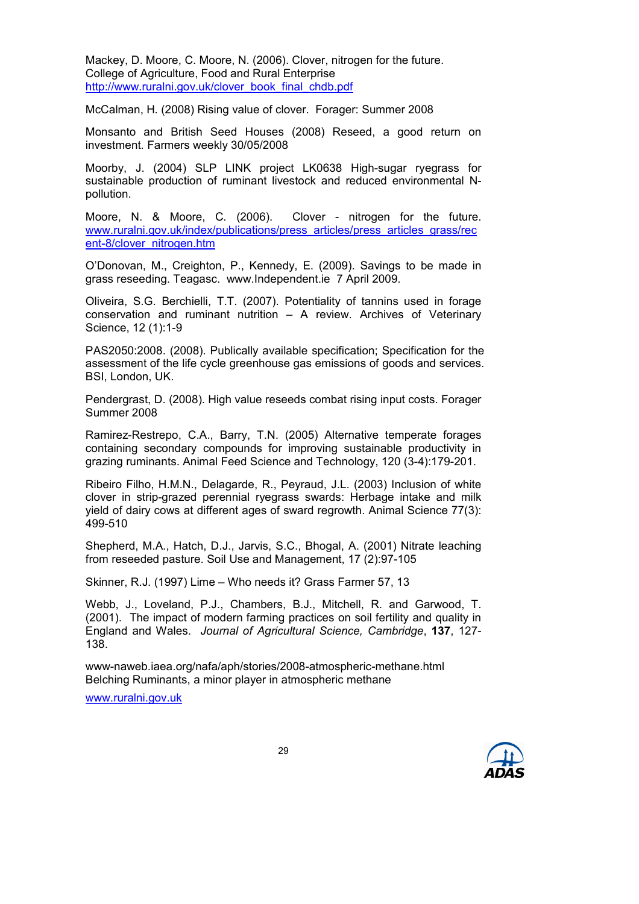Mackey, D. Moore, C. Moore, N. (2006). Clover, nitrogen for the future. College of Agriculture, Food and Rural Enterprise http://www.ruralni.gov.uk/clover_book_final_chdb.pdf

McCalman, H. (2008) Rising value of clover. Forager: Summer 2008

Monsanto and British Seed Houses (2008) Reseed, a good return on investment. Farmers weekly 30/05/2008

Moorby, J. (2004) SLP LINK project LK0638 High-sugar ryegrass for sustainable production of ruminant livestock and reduced environmental N-pollution.

Moore, N. & Moore, C. (2006). Clover - nitrogen for the future. www.ruralni.gov.uk/index/publications/press_articles/press_articles_grass/recent-8/clover_nitrogen.htm

O'Donovan, M., Creighton, P., Kennedy, E. (2009). Savings to be made in grass reseeding. Teagasc. www.Independent.ie 7 April 2009.

Oliveira, S.G. Berchielli, T.T. (2007). Potentiality of tannins used in forage conservation and ruminant nutrition – A review. Archives of Veterinary Science, 12 (1):1-9

PAS2050:2008. (2008). Publically available specification; Specification for the assessment of the life cycle greenhouse gas emissions of goods and services. BSI, London, UK.

Pendergrast, D. (2008). High value reseeds combat rising input costs. Forager Summer 2008

Ramirez-Restrepo, C.A., Barry, T.N. (2005) Alternative temperate forages containing secondary compounds for improving sustainable productivity in grazing ruminants. Animal Feed Science and Technology, 120 (3-4):179-201.

Ribeiro Filho, H.M.N., Delagarde, R., Peyraud, J.L. (2003) Inclusion of white clover in strip-grazed perennial ryegrass swards: Herbage intake and milk yield of dairy cows at different ages of sward regrowth. Animal Science 77(3): 499-510

Shepherd, M.A., Hatch, D.J., Jarvis, S.C., Bhogal, A. (2001) Nitrate leaching from reseeded pasture. Soil Use and Management, 17 (2):97-105

Skinner, R.J. (1997) Lime – Who needs it? Grass Farmer 57, 13

Webb, J., Loveland, P.J., Chambers, B.J., Mitchell, R. and Garwood, T. (2001). The impact of modern farming practices on soil fertility and quality in England and Wales. *Journal of Agricultural Science, Cambridge*, **137**, 127-138.

www-naweb.iaea.org/nafa/aph/stories/2008-atmospheric-methane.html
Belching Ruminants, a minor player in atmospheric methane

www.ruralni.gov.uk